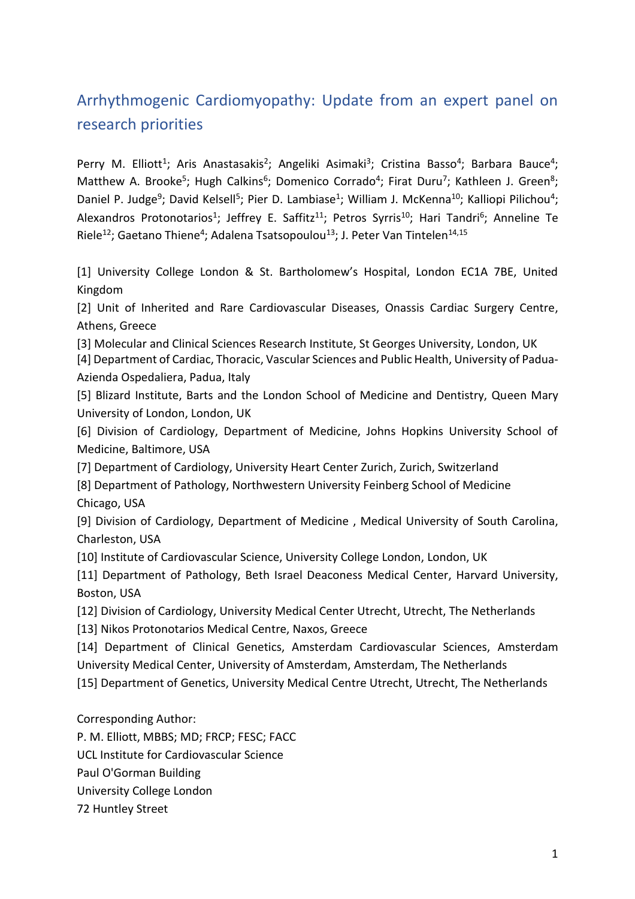# Arrhythmogenic Cardiomyopathy: Update from an expert panel on research priorities

Perry M. Elliott[1]; Aris Anastasakis[2]; Angeliki Asimaki[3]; Cristina Basso[4]; Barbara Bauce[4]; Matthew A. Brooke[5]; Hugh Calkins[6]; Domenico Corrado[4]; Firat Duru[7]; Kathleen J. Green[8]; Daniel P. Judge[9]; David Kelsell[5]; Pier D. Lambiase[1]; William J. McKenna[10]; Kalliopi Pilichou[4]; Alexandros Protonotarios[1]; Jeffrey E. Saffitz[11]; Petros Syrris[10]; Hari Tandri[6]; Anneline Te Riele[12]; Gaetano Thiene[4]; Adalena Tsatsopoulou[13]; J. Peter Van Tintelen[14,15]

[1] University College London & St. Bartholomew's Hospital, London EC1A 7BE, United Kingdom

[2] Unit of Inherited and Rare Cardiovascular Diseases, Onassis Cardiac Surgery Centre, Athens, Greece

[3] Molecular and Clinical Sciences Research Institute, St Georges University, London, UK

[4] Department of Cardiac, Thoracic, Vascular Sciences and Public Health, University of Padua-Azienda Ospedaliera, Padua, Italy

[5] Blizard Institute, Barts and the London School of Medicine and Dentistry, Queen Mary University of London, London, UK

[6] Division of Cardiology, Department of Medicine, Johns Hopkins University School of Medicine, Baltimore, USA

[7] Department of Cardiology, University Heart Center Zurich, Zurich, Switzerland

[8] Department of Pathology, Northwestern University Feinberg School of Medicine Chicago, USA

[9] Division of Cardiology, Department of Medicine , Medical University of South Carolina, Charleston, USA

[10] Institute of Cardiovascular Science, University College London, London, UK

[11] Department of Pathology, Beth Israel Deaconess Medical Center, Harvard University, Boston, USA

[12] Division of Cardiology, University Medical Center Utrecht, Utrecht, The Netherlands

[13] Nikos Protonotarios Medical Centre, Naxos, Greece

[14] Department of Clinical Genetics, Amsterdam Cardiovascular Sciences, Amsterdam University Medical Center, University of Amsterdam, Amsterdam, The Netherlands

[15] Department of Genetics, University Medical Centre Utrecht, Utrecht, The Netherlands

Corresponding Author:
P. M. Elliott, MBBS; MD; FRCP; FESC; FACC
UCL Institute for Cardiovascular Science
Paul O'Gorman Building
University College London
72 Huntley Street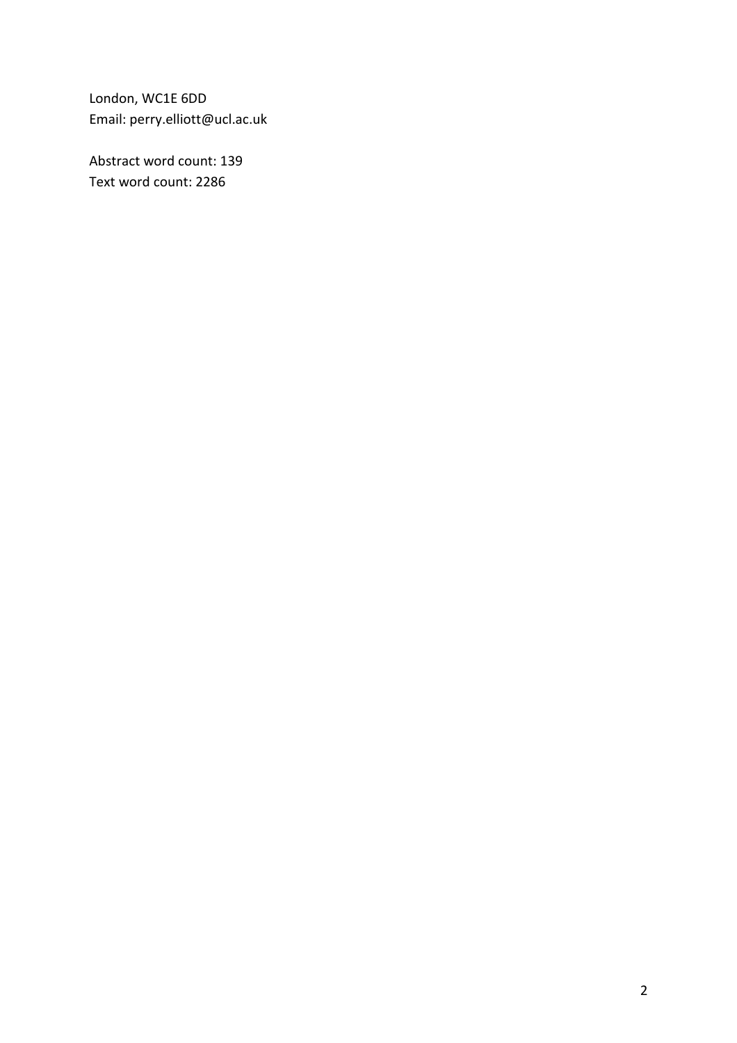London, WC1E 6DD
Email: perry.elliott@ucl.ac.uk

Abstract word count: 139
Text word count: 2286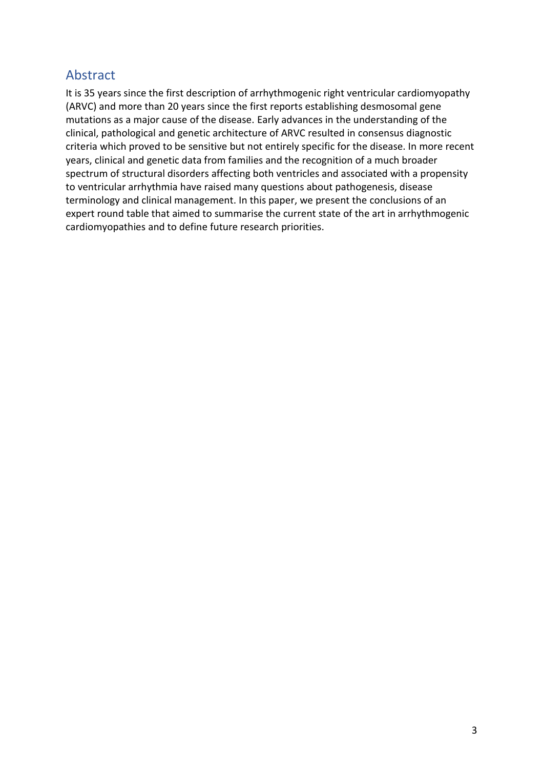## Abstract

It is 35 years since the first description of arrhythmogenic right ventricular cardiomyopathy (ARVC) and more than 20 years since the first reports establishing desmosomal gene mutations as a major cause of the disease. Early advances in the understanding of the clinical, pathological and genetic architecture of ARVC resulted in consensus diagnostic criteria which proved to be sensitive but not entirely specific for the disease. In more recent years, clinical and genetic data from families and the recognition of a much broader spectrum of structural disorders affecting both ventricles and associated with a propensity to ventricular arrhythmia have raised many questions about pathogenesis, disease terminology and clinical management. In this paper, we present the conclusions of an expert round table that aimed to summarise the current state of the art in arrhythmogenic cardiomyopathies and to define future research priorities.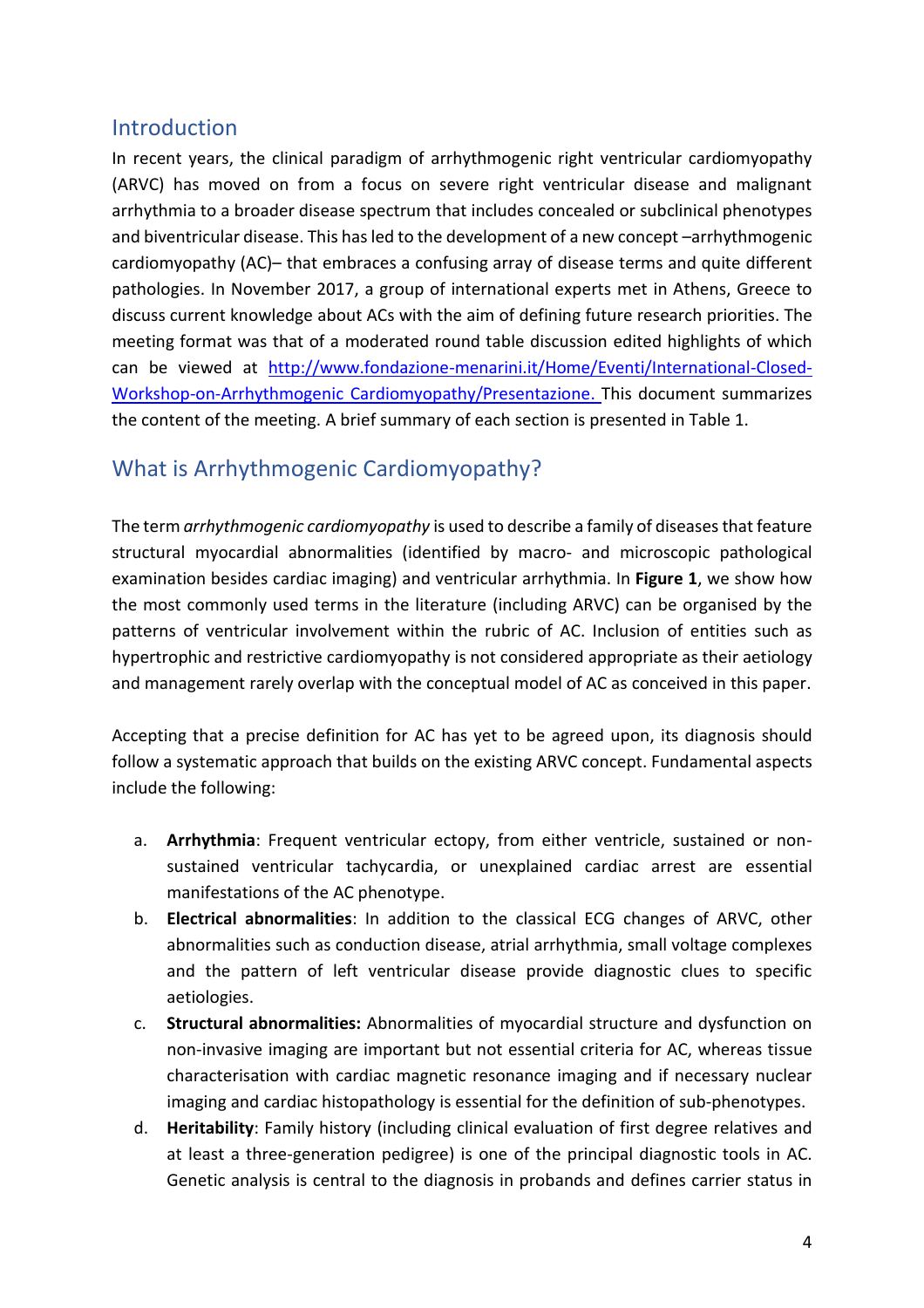## Introduction

In recent years, the clinical paradigm of arrhythmogenic right ventricular cardiomyopathy (ARVC) has moved on from a focus on severe right ventricular disease and malignant arrhythmia to a broader disease spectrum that includes concealed or subclinical phenotypes and biventricular disease. This has led to the development of a new concept –arrhythmogenic cardiomyopathy (AC)– that embraces a confusing array of disease terms and quite different pathologies. In November 2017, a group of international experts met in Athens, Greece to discuss current knowledge about ACs with the aim of defining future research priorities. The meeting format was that of a moderated round table discussion edited highlights of which can be viewed at http://www.fondazione-menarini.it/Home/Eventi/International-Closed-Workshop-on-Arrhythmogenic Cardiomyopathy/Presentazione. This document summarizes the content of the meeting. A brief summary of each section is presented in Table 1.

## What is Arrhythmogenic Cardiomyopathy?

The term *arrhythmogenic cardiomyopathy* is used to describe a family of diseases that feature structural myocardial abnormalities (identified by macro- and microscopic pathological examination besides cardiac imaging) and ventricular arrhythmia. In **Figure 1**, we show how the most commonly used terms in the literature (including ARVC) can be organised by the patterns of ventricular involvement within the rubric of AC. Inclusion of entities such as hypertrophic and restrictive cardiomyopathy is not considered appropriate as their aetiology and management rarely overlap with the conceptual model of AC as conceived in this paper.

Accepting that a precise definition for AC has yet to be agreed upon, its diagnosis should follow a systematic approach that builds on the existing ARVC concept. Fundamental aspects include the following:

a. **Arrhythmia**: Frequent ventricular ectopy, from either ventricle, sustained or non-sustained ventricular tachycardia, or unexplained cardiac arrest are essential manifestations of the AC phenotype.
b. **Electrical abnormalities**: In addition to the classical ECG changes of ARVC, other abnormalities such as conduction disease, atrial arrhythmia, small voltage complexes and the pattern of left ventricular disease provide diagnostic clues to specific aetiologies.
c. **Structural abnormalities:** Abnormalities of myocardial structure and dysfunction on non-invasive imaging are important but not essential criteria for AC, whereas tissue characterisation with cardiac magnetic resonance imaging and if necessary nuclear imaging and cardiac histopathology is essential for the definition of sub-phenotypes.
d. **Heritability**: Family history (including clinical evaluation of first degree relatives and at least a three-generation pedigree) is one of the principal diagnostic tools in AC. Genetic analysis is central to the diagnosis in probands and defines carrier status in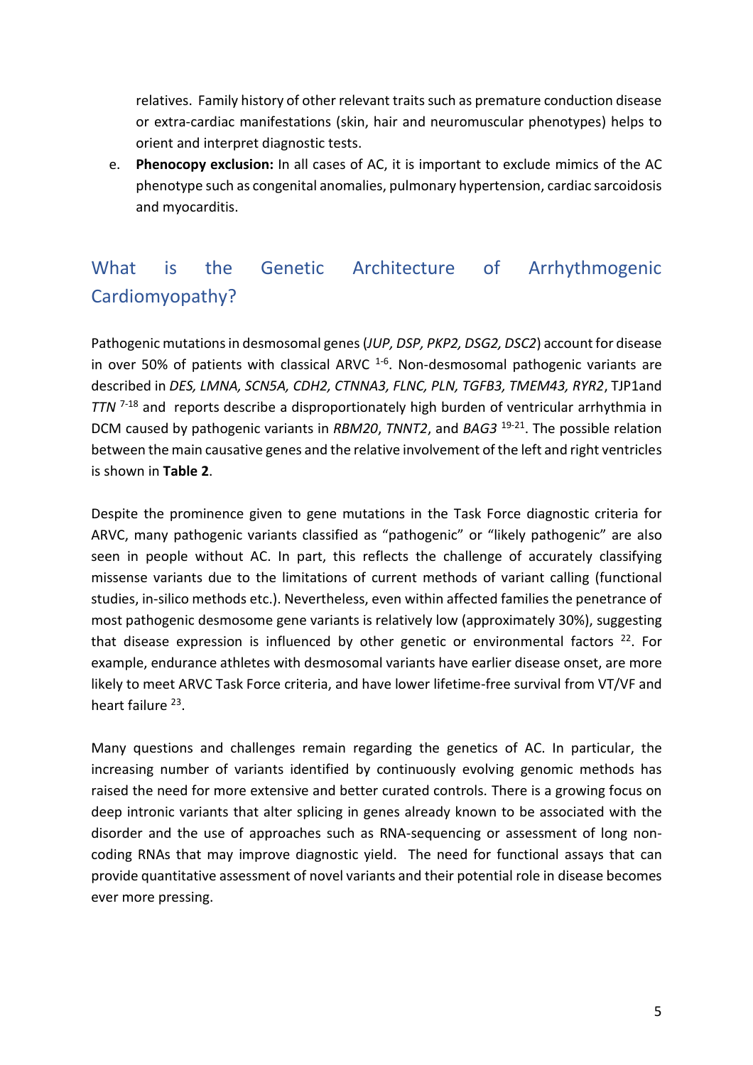relatives. Family history of other relevant traits such as premature conduction disease or extra-cardiac manifestations (skin, hair and neuromuscular phenotypes) helps to orient and interpret diagnostic tests.

e. **Phenocopy exclusion:** In all cases of AC, it is important to exclude mimics of the AC phenotype such as congenital anomalies, pulmonary hypertension, cardiac sarcoidosis and myocarditis.

## What is the Genetic Architecture of Arrhythmogenic Cardiomyopathy?

Pathogenic mutations in desmosomal genes (*JUP, DSP, PKP2, DSG2, DSC2*) account for disease in over 50% of patients with classical ARVC [1-6]. Non-desmosomal pathogenic variants are described in *DES, LMNA, SCN5A, CDH2, CTNNA3, FLNC, PLN, TGFB3, TMEM43, RYR2*, TJP1and *TTN* [7-18] and reports describe a disproportionately high burden of ventricular arrhythmia in DCM caused by pathogenic variants in *RBM20*, *TNNT2*, and *BAG3* [19-21]. The possible relation between the main causative genes and the relative involvement of the left and right ventricles is shown in **Table 2**.

Despite the prominence given to gene mutations in the Task Force diagnostic criteria for ARVC, many pathogenic variants classified as "pathogenic" or "likely pathogenic" are also seen in people without AC. In part, this reflects the challenge of accurately classifying missense variants due to the limitations of current methods of variant calling (functional studies, in-silico methods etc.). Nevertheless, even within affected families the penetrance of most pathogenic desmosome gene variants is relatively low (approximately 30%), suggesting that disease expression is influenced by other genetic or environmental factors [22]. For example, endurance athletes with desmosomal variants have earlier disease onset, are more likely to meet ARVC Task Force criteria, and have lower lifetime-free survival from VT/VF and heart failure [23].

Many questions and challenges remain regarding the genetics of AC. In particular, the increasing number of variants identified by continuously evolving genomic methods has raised the need for more extensive and better curated controls. There is a growing focus on deep intronic variants that alter splicing in genes already known to be associated with the disorder and the use of approaches such as RNA-sequencing or assessment of long non-coding RNAs that may improve diagnostic yield. The need for functional assays that can provide quantitative assessment of novel variants and their potential role in disease becomes ever more pressing.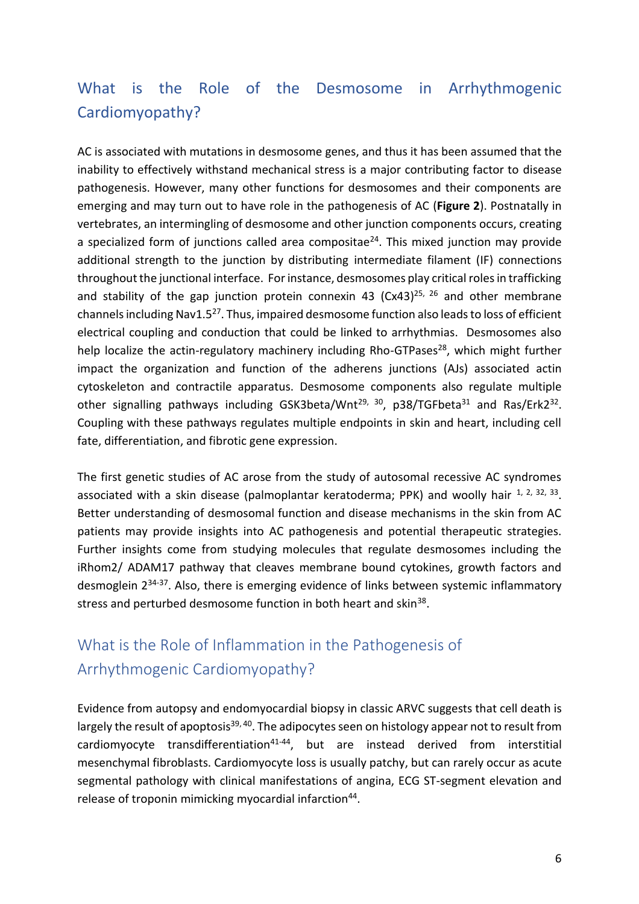## What is the Role of the Desmosome in Arrhythmogenic Cardiomyopathy?

AC is associated with mutations in desmosome genes, and thus it has been assumed that the inability to effectively withstand mechanical stress is a major contributing factor to disease pathogenesis. However, many other functions for desmosomes and their components are emerging and may turn out to have role in the pathogenesis of AC (**Figure 2**). Postnatally in vertebrates, an intermingling of desmosome and other junction components occurs, creating a specialized form of junctions called area compositae[24]. This mixed junction may provide additional strength to the junction by distributing intermediate filament (IF) connections throughout the junctional interface. For instance, desmosomes play critical roles in trafficking and stability of the gap junction protein connexin 43 (Cx43)[25, 26] and other membrane channels including Nav1.5[27]. Thus, impaired desmosome function also leads to loss of efficient electrical coupling and conduction that could be linked to arrhythmias. Desmosomes also help localize the actin-regulatory machinery including Rho-GTPases[28], which might further impact the organization and function of the adherens junctions (AJs) associated actin cytoskeleton and contractile apparatus. Desmosome components also regulate multiple other signalling pathways including GSK3beta/Wnt[29, 30], p38/TGFbeta[31] and Ras/Erk2[32]. Coupling with these pathways regulates multiple endpoints in skin and heart, including cell fate, differentiation, and fibrotic gene expression.

The first genetic studies of AC arose from the study of autosomal recessive AC syndromes associated with a skin disease (palmoplantar keratoderma; PPK) and woolly hair [1, 2, 32, 33]. Better understanding of desmosomal function and disease mechanisms in the skin from AC patients may provide insights into AC pathogenesis and potential therapeutic strategies. Further insights come from studying molecules that regulate desmosomes including the iRhom2/ ADAM17 pathway that cleaves membrane bound cytokines, growth factors and desmoglein 2[34-37]. Also, there is emerging evidence of links between systemic inflammatory stress and perturbed desmosome function in both heart and skin[38].

## What is the Role of Inflammation in the Pathogenesis of Arrhythmogenic Cardiomyopathy?

Evidence from autopsy and endomyocardial biopsy in classic ARVC suggests that cell death is largely the result of apoptosis[39, 40]. The adipocytes seen on histology appear not to result from cardiomyocyte transdifferentiation[41-44], but are instead derived from interstitial mesenchymal fibroblasts. Cardiomyocyte loss is usually patchy, but can rarely occur as acute segmental pathology with clinical manifestations of angina, ECG ST-segment elevation and release of troponin mimicking myocardial infarction[44].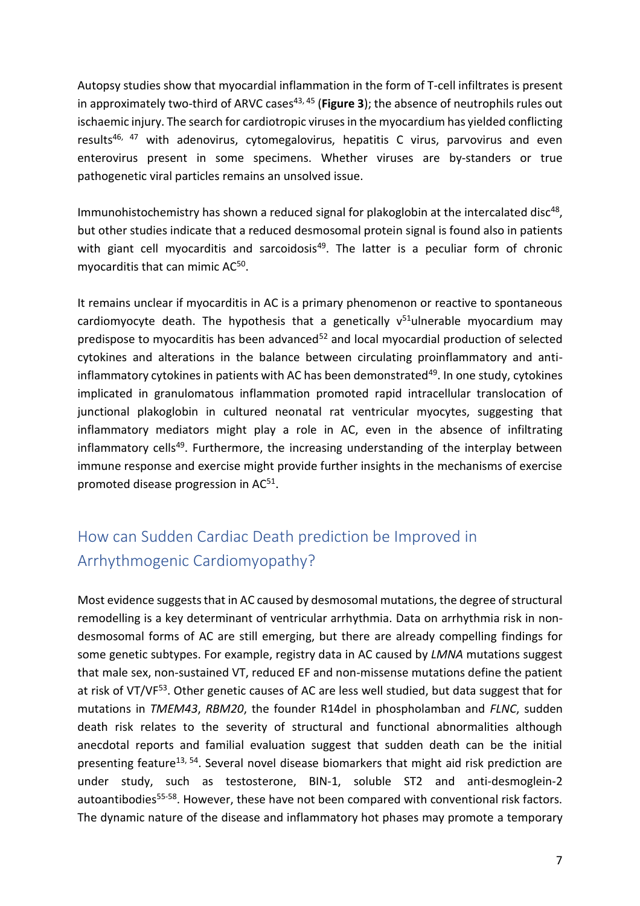Autopsy studies show that myocardial inflammation in the form of T-cell infiltrates is present in approximately two-third of ARVC cases[43, 45] (**Figure 3**); the absence of neutrophils rules out ischaemic injury. The search for cardiotropic viruses in the myocardium has yielded conflicting results[46, 47] with adenovirus, cytomegalovirus, hepatitis C virus, parvovirus and even enterovirus present in some specimens. Whether viruses are by-standers or true pathogenetic viral particles remains an unsolved issue.

Immunohistochemistry has shown a reduced signal for plakoglobin at the intercalated disc[48], but other studies indicate that a reduced desmosomal protein signal is found also in patients with giant cell myocarditis and sarcoidosis[49]. The latter is a peculiar form of chronic myocarditis that can mimic AC[50].

It remains unclear if myocarditis in AC is a primary phenomenon or reactive to spontaneous cardiomyocyte death. The hypothesis that a genetically v[51]ulnerable myocardium may predispose to myocarditis has been advanced[52] and local myocardial production of selected cytokines and alterations in the balance between circulating proinflammatory and anti-inflammatory cytokines in patients with AC has been demonstrated[49]. In one study, cytokines implicated in granulomatous inflammation promoted rapid intracellular translocation of junctional plakoglobin in cultured neonatal rat ventricular myocytes, suggesting that inflammatory mediators might play a role in AC, even in the absence of infiltrating inflammatory cells[49]. Furthermore, the increasing understanding of the interplay between immune response and exercise might provide further insights in the mechanisms of exercise promoted disease progression in AC[51].

## How can Sudden Cardiac Death prediction be Improved in Arrhythmogenic Cardiomyopathy?

Most evidence suggests that in AC caused by desmosomal mutations, the degree of structural remodelling is a key determinant of ventricular arrhythmia. Data on arrhythmia risk in non-desmosomal forms of AC are still emerging, but there are already compelling findings for some genetic subtypes. For example, registry data in AC caused by *LMNA* mutations suggest that male sex, non-sustained VT, reduced EF and non-missense mutations define the patient at risk of VT/VF[53]. Other genetic causes of AC are less well studied, but data suggest that for mutations in *TMEM43*, *RBM20*, the founder R14del in phospholamban and *FLNC*, sudden death risk relates to the severity of structural and functional abnormalities although anecdotal reports and familial evaluation suggest that sudden death can be the initial presenting feature[13, 54]. Several novel disease biomarkers that might aid risk prediction are under study, such as testosterone, BIN-1, soluble ST2 and anti-desmoglein-2 autoantibodies[55-58]. However, these have not been compared with conventional risk factors. The dynamic nature of the disease and inflammatory hot phases may promote a temporary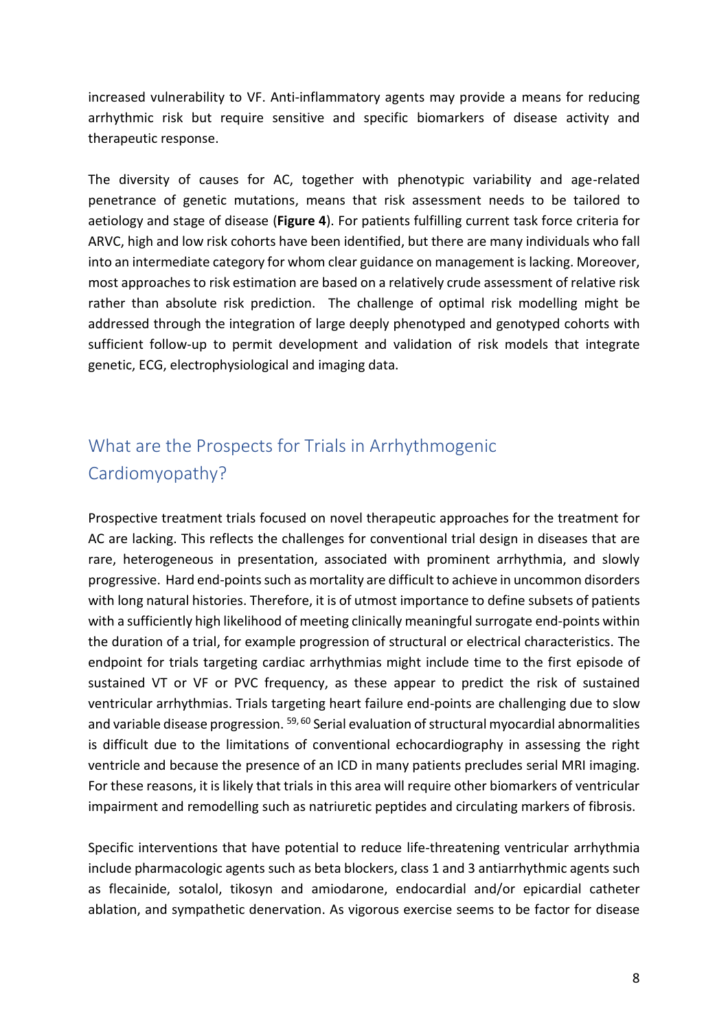increased vulnerability to VF. Anti-inflammatory agents may provide a means for reducing arrhythmic risk but require sensitive and specific biomarkers of disease activity and therapeutic response.

The diversity of causes for AC, together with phenotypic variability and age-related penetrance of genetic mutations, means that risk assessment needs to be tailored to aetiology and stage of disease (**Figure 4**). For patients fulfilling current task force criteria for ARVC, high and low risk cohorts have been identified, but there are many individuals who fall into an intermediate category for whom clear guidance on management is lacking. Moreover, most approaches to risk estimation are based on a relatively crude assessment of relative risk rather than absolute risk prediction. The challenge of optimal risk modelling might be addressed through the integration of large deeply phenotyped and genotyped cohorts with sufficient follow-up to permit development and validation of risk models that integrate genetic, ECG, electrophysiological and imaging data.

## What are the Prospects for Trials in Arrhythmogenic Cardiomyopathy?

Prospective treatment trials focused on novel therapeutic approaches for the treatment for AC are lacking. This reflects the challenges for conventional trial design in diseases that are rare, heterogeneous in presentation, associated with prominent arrhythmia, and slowly progressive. Hard end-points such as mortality are difficult to achieve in uncommon disorders with long natural histories. Therefore, it is of utmost importance to define subsets of patients with a sufficiently high likelihood of meeting clinically meaningful surrogate end-points within the duration of a trial, for example progression of structural or electrical characteristics. The endpoint for trials targeting cardiac arrhythmias might include time to the first episode of sustained VT or VF or PVC frequency, as these appear to predict the risk of sustained ventricular arrhythmias. Trials targeting heart failure end-points are challenging due to slow and variable disease progression. [59, 60] Serial evaluation of structural myocardial abnormalities is difficult due to the limitations of conventional echocardiography in assessing the right ventricle and because the presence of an ICD in many patients precludes serial MRI imaging. For these reasons, it is likely that trials in this area will require other biomarkers of ventricular impairment and remodelling such as natriuretic peptides and circulating markers of fibrosis.

Specific interventions that have potential to reduce life-threatening ventricular arrhythmia include pharmacologic agents such as beta blockers, class 1 and 3 antiarrhythmic agents such as flecainide, sotalol, tikosyn and amiodarone, endocardial and/or epicardial catheter ablation, and sympathetic denervation. As vigorous exercise seems to be factor for disease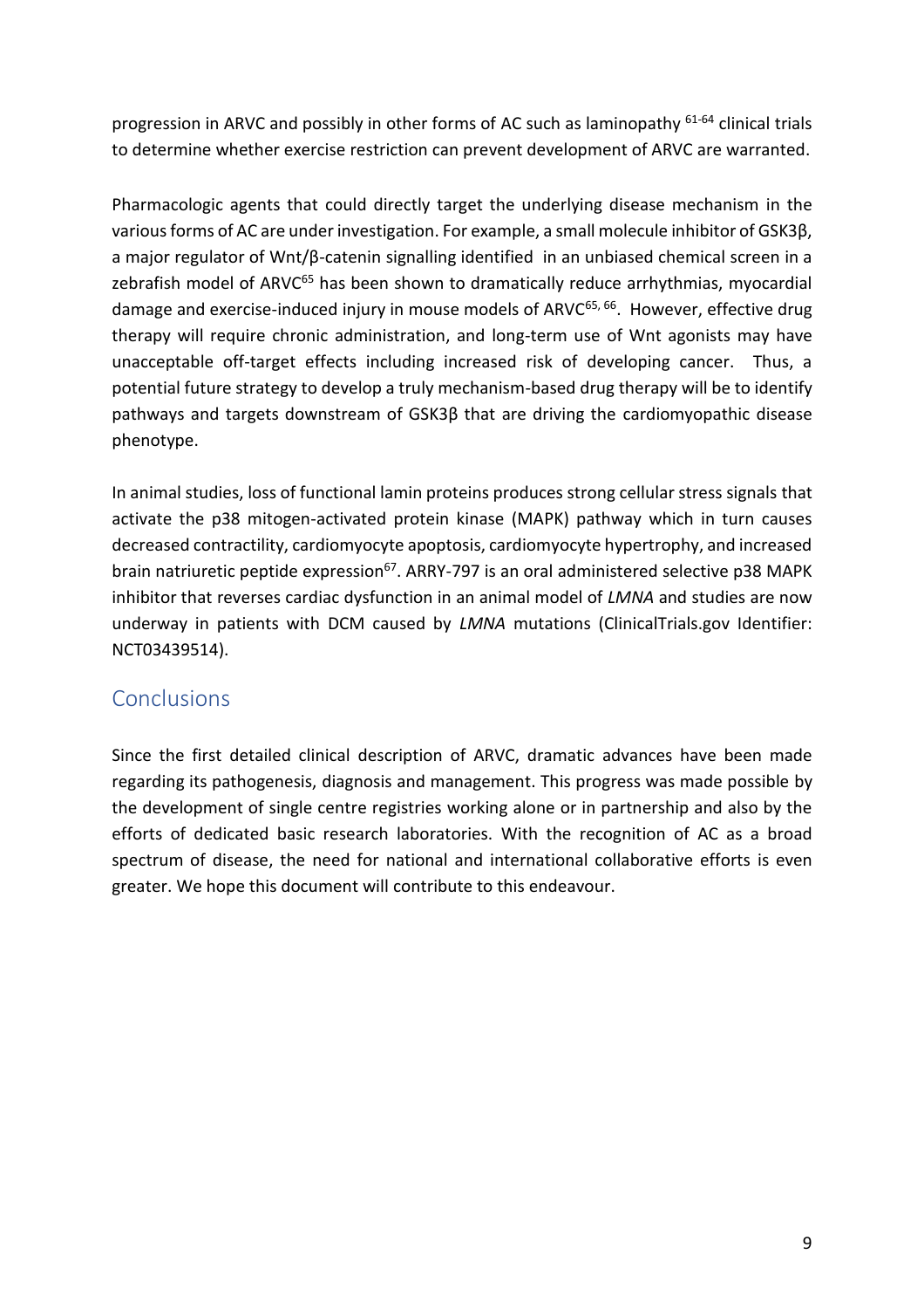progression in ARVC and possibly in other forms of AC such as laminopathy [61-64] clinical trials to determine whether exercise restriction can prevent development of ARVC are warranted.

Pharmacologic agents that could directly target the underlying disease mechanism in the various forms of AC are under investigation. For example, a small molecule inhibitor of GSK3β, a major regulator of Wnt/β-catenin signalling identified in an unbiased chemical screen in a zebrafish model of ARVC[65] has been shown to dramatically reduce arrhythmias, myocardial damage and exercise-induced injury in mouse models of ARVC[65, 66]. However, effective drug therapy will require chronic administration, and long-term use of Wnt agonists may have unacceptable off-target effects including increased risk of developing cancer. Thus, a potential future strategy to develop a truly mechanism-based drug therapy will be to identify pathways and targets downstream of GSK3β that are driving the cardiomyopathic disease phenotype.

In animal studies, loss of functional lamin proteins produces strong cellular stress signals that activate the p38 mitogen-activated protein kinase (MAPK) pathway which in turn causes decreased contractility, cardiomyocyte apoptosis, cardiomyocyte hypertrophy, and increased brain natriuretic peptide expression[67]. ARRY-797 is an oral administered selective p38 MAPK inhibitor that reverses cardiac dysfunction in an animal model of *LMNA* and studies are now underway in patients with DCM caused by *LMNA* mutations (ClinicalTrials.gov Identifier: NCT03439514).

## Conclusions

Since the first detailed clinical description of ARVC, dramatic advances have been made regarding its pathogenesis, diagnosis and management. This progress was made possible by the development of single centre registries working alone or in partnership and also by the efforts of dedicated basic research laboratories. With the recognition of AC as a broad spectrum of disease, the need for national and international collaborative efforts is even greater. We hope this document will contribute to this endeavour.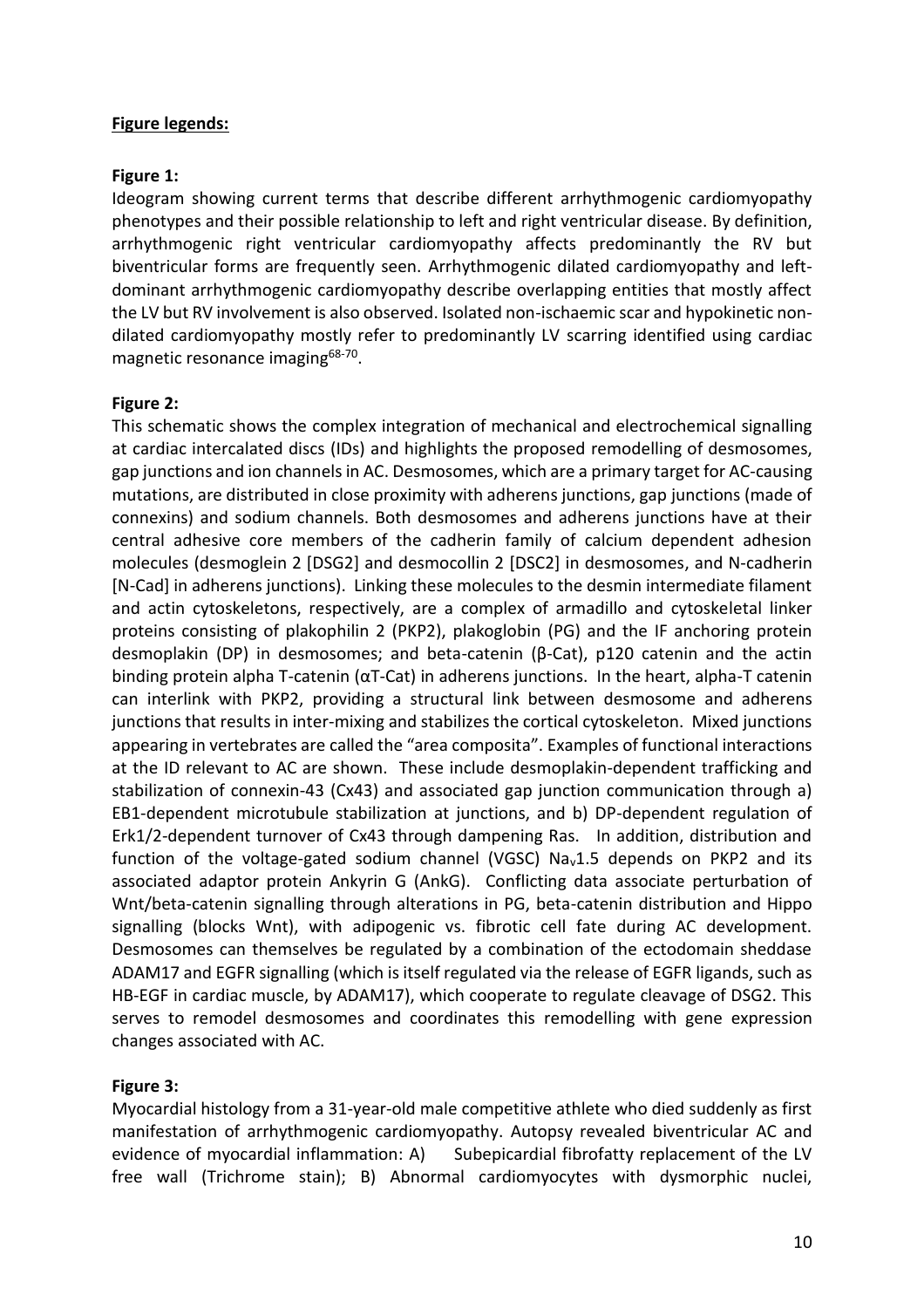**Figure legends:**

**Figure 1:**

Ideogram showing current terms that describe different arrhythmogenic cardiomyopathy phenotypes and their possible relationship to left and right ventricular disease. By definition, arrhythmogenic right ventricular cardiomyopathy affects predominantly the RV but biventricular forms are frequently seen. Arrhythmogenic dilated cardiomyopathy and left-dominant arrhythmogenic cardiomyopathy describe overlapping entities that mostly affect the LV but RV involvement is also observed. Isolated non-ischaemic scar and hypokinetic non-dilated cardiomyopathy mostly refer to predominantly LV scarring identified using cardiac magnetic resonance imaging[68-70].

**Figure 2:**

This schematic shows the complex integration of mechanical and electrochemical signalling at cardiac intercalated discs (IDs) and highlights the proposed remodelling of desmosomes, gap junctions and ion channels in AC. Desmosomes, which are a primary target for AC-causing mutations, are distributed in close proximity with adherens junctions, gap junctions (made of connexins) and sodium channels. Both desmosomes and adherens junctions have at their central adhesive core members of the cadherin family of calcium dependent adhesion molecules (desmoglein 2 [DSG2] and desmocollin 2 [DSC2] in desmosomes, and N-cadherin [N-Cad] in adherens junctions). Linking these molecules to the desmin intermediate filament and actin cytoskeletons, respectively, are a complex of armadillo and cytoskeletal linker proteins consisting of plakophilin 2 (PKP2), plakoglobin (PG) and the IF anchoring protein desmoplakin (DP) in desmosomes; and beta-catenin (β-Cat), p120 catenin and the actin binding protein alpha T-catenin (αT-Cat) in adherens junctions. In the heart, alpha-T catenin can interlink with PKP2, providing a structural link between desmosome and adherens junctions that results in inter-mixing and stabilizes the cortical cytoskeleton. Mixed junctions appearing in vertebrates are called the "area composita". Examples of functional interactions at the ID relevant to AC are shown. These include desmoplakin-dependent trafficking and stabilization of connexin-43 (Cx43) and associated gap junction communication through a) EB1-dependent microtubule stabilization at junctions, and b) DP-dependent regulation of Erk1/2-dependent turnover of Cx43 through dampening Ras. In addition, distribution and function of the voltage-gated sodium channel (VGSC) $Na_v1.5$ depends on PKP2 and its associated adaptor protein Ankyrin G (AnkG). Conflicting data associate perturbation of Wnt/beta-catenin signalling through alterations in PG, beta-catenin distribution and Hippo signalling (blocks Wnt), with adipogenic vs. fibrotic cell fate during AC development. Desmosomes can themselves be regulated by a combination of the ectodomain sheddase ADAM17 and EGFR signalling (which is itself regulated via the release of EGFR ligands, such as HB-EGF in cardiac muscle, by ADAM17), which cooperate to regulate cleavage of DSG2. This serves to remodel desmosomes and coordinates this remodelling with gene expression changes associated with AC.

**Figure 3:**

Myocardial histology from a 31-year-old male competitive athlete who died suddenly as first manifestation of arrhythmogenic cardiomyopathy. Autopsy revealed biventricular AC and evidence of myocardial inflammation: A) Subepicardial fibrofatty replacement of the LV free wall (Trichrome stain); B) Abnormal cardiomyocytes with dysmorphic nuclei,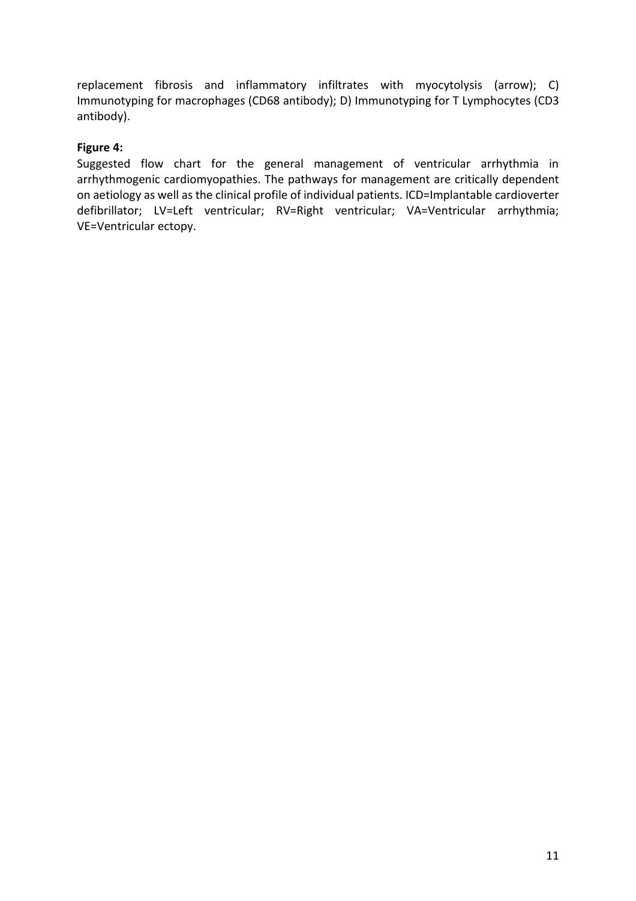replacement fibrosis and inflammatory infiltrates with myocytolysis (arrow); C) Immunotyping for macrophages (CD68 antibody); D) Immunotyping for T Lymphocytes (CD3 antibody).

**Figure 4:**

Suggested flow chart for the general management of ventricular arrhythmia in arrhythmogenic cardiomyopathies. The pathways for management are critically dependent on aetiology as well as the clinical profile of individual patients. ICD=Implantable cardioverter defibrillator; LV=Left ventricular; RV=Right ventricular; VA=Ventricular arrhythmia; VE=Ventricular ectopy.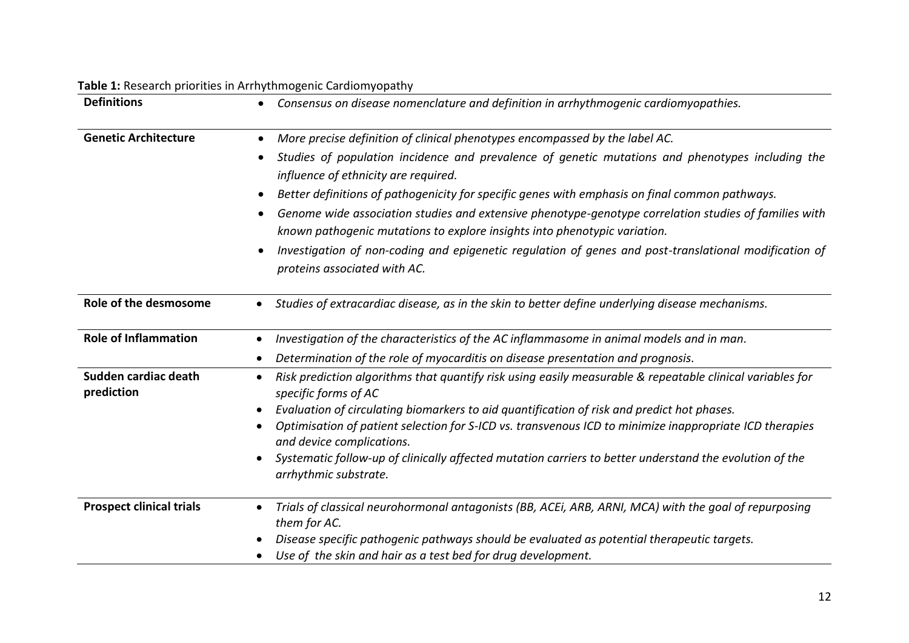**Table 1:** Research priorities in Arrhythmogenic Cardiomyopathy

| | |
|---|---|
| **Definitions** | • *Consensus on disease nomenclature and definition in arrhythmogenic cardiomyopathies.* |
| **Genetic Architecture** | • *More precise definition of clinical phenotypes encompassed by the label AC.*<br>• *Studies of population incidence and prevalence of genetic mutations and phenotypes including the influence of ethnicity are required.*<br>• *Better definitions of pathogenicity for specific genes with emphasis on final common pathways.*<br>• *Genome wide association studies and extensive phenotype-genotype correlation studies of families with known pathogenic mutations to explore insights into phenotypic variation.*<br>• *Investigation of non-coding and epigenetic regulation of genes and post-translational modification of proteins associated with AC.* |
| **Role of the desmosome** | • *Studies of extracardiac disease, as in the skin to better define underlying disease mechanisms.* |
| **Role of Inflammation** | • *Investigation of the characteristics of the AC inflammasome in animal models and in man.*<br>• *Determination of the role of myocarditis on disease presentation and prognosis.* |
| **Sudden cardiac death prediction** | • *Risk prediction algorithms that quantify risk using easily measurable & repeatable clinical variables for specific forms of AC*<br>• *Evaluation of circulating biomarkers to aid quantification of risk and predict hot phases.*<br>• *Optimisation of patient selection for S-ICD vs. transvenous ICD to minimize inappropriate ICD therapies and device complications.*<br>• *Systematic follow-up of clinically affected mutation carriers to better understand the evolution of the arrhythmic substrate.* |
| **Prospect clinical trials** | • *Trials of classical neurohormonal antagonists (BB, ACEi, ARB, ARNI, MCA) with the goal of repurposing them for AC.*<br>• *Disease specific pathogenic pathways should be evaluated as potential therapeutic targets.*<br>• *Use of the skin and hair as a test bed for drug development.* |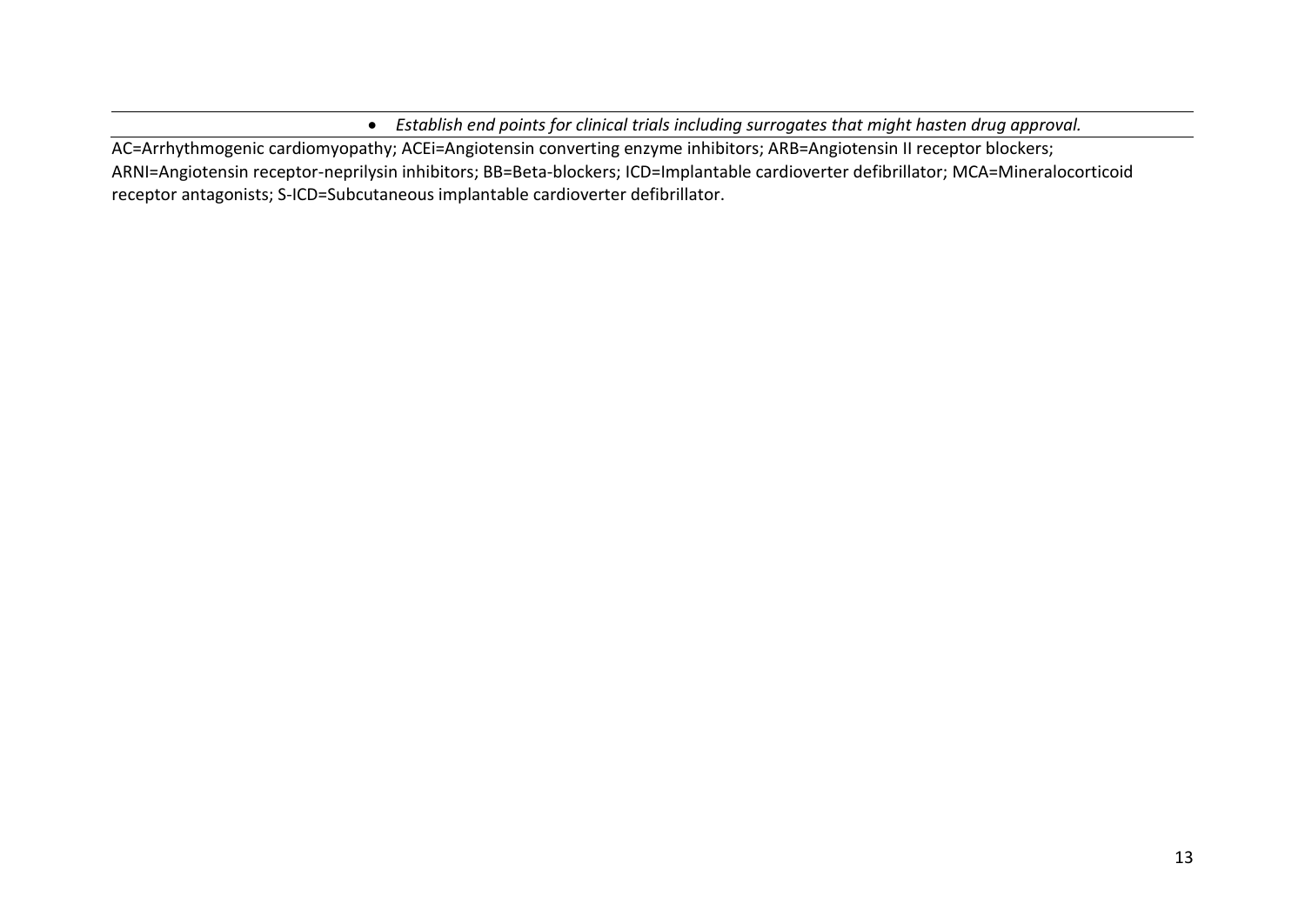| | |
|---|---|
| | - *Establish end points for clinical trials including surrogates that might hasten drug approval.* |

AC=Arrhythmogenic cardiomyopathy; ACEi=Angiotensin converting enzyme inhibitors; ARB=Angiotensin II receptor blockers; ARNI=Angiotensin receptor-neprilysin inhibitors; BB=Beta-blockers; ICD=Implantable cardioverter defibrillator; MCA=Mineralocorticoid receptor antagonists; S-ICD=Subcutaneous implantable cardioverter defibrillator.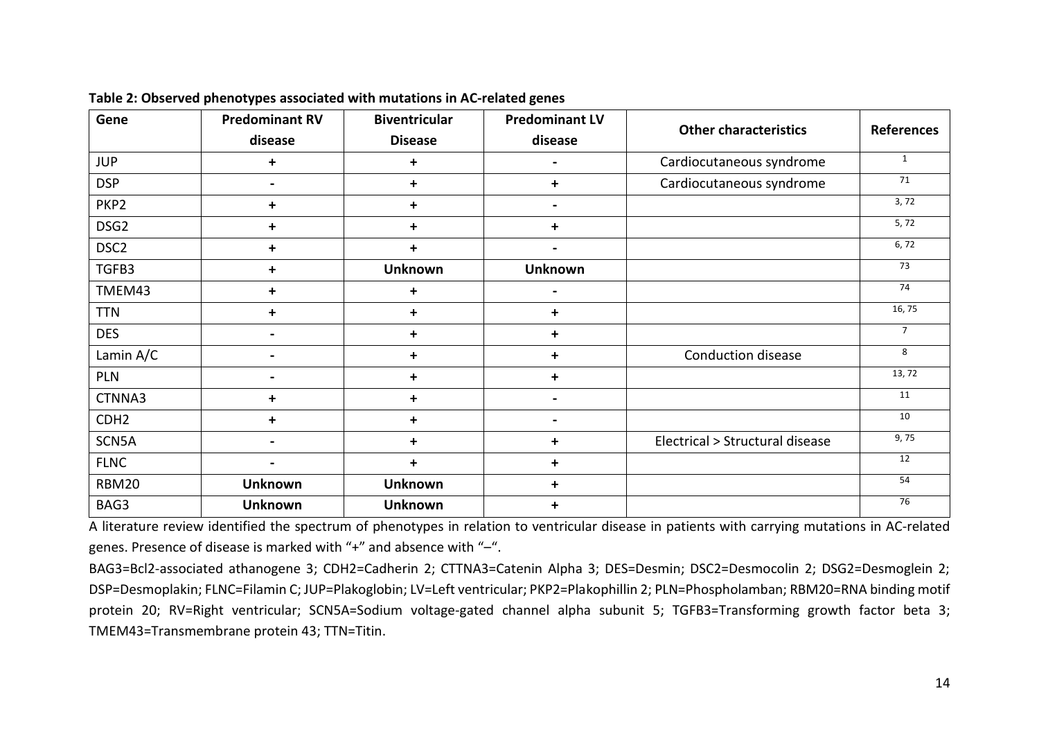**Table 2: Observed phenotypes associated with mutations in AC-related genes**

| Gene | Predominant RV disease | Biventricular Disease | Predominant LV disease | Other characteristics | References |
|---|---|---|---|---|---|
| JUP | + | + | - | Cardiocutaneous syndrome | 1 |
| DSP | - | + | + | Cardiocutaneous syndrome | 71 |
| PKP2 | + | + | - | | 3, 72 |
| DSG2 | + | + | + | | 5, 72 |
| DSC2 | + | + | - | | 6, 72 |
| TGFB3 | + | **Unknown** | **Unknown** | | 73 |
| TMEM43 | + | + | - | | 74 |
| TTN | + | + | + | | 16, 75 |
| DES | - | + | + | | 7 |
| Lamin A/C | - | + | + | Conduction disease | 8 |
| PLN | - | + | + | | 13, 72 |
| CTNNA3 | + | + | - | | 11 |
| CDH2 | + | + | - | | 10 |
| SCN5A | - | + | + | Electrical > Structural disease | 9, 75 |
| FLNC | - | + | + | | 12 |
| RBM20 | **Unknown** | **Unknown** | + | | 54 |
| BAG3 | **Unknown** | **Unknown** | + | | 76 |

A literature review identified the spectrum of phenotypes in relation to ventricular disease in patients with carrying mutations in AC-related genes. Presence of disease is marked with "+" and absence with "–".

BAG3=Bcl2-associated athanogene 3; CDH2=Cadherin 2; CTTNA3=Catenin Alpha 3; DES=Desmin; DSC2=Desmocolin 2; DSG2=Desmoglein 2; DSP=Desmoplakin; FLNC=Filamin C; JUP=Plakoglobin; LV=Left ventricular; PKP2=Plakophillin 2; PLN=Phospholamban; RBM20=RNA binding motif protein 20; RV=Right ventricular; SCN5A=Sodium voltage-gated channel alpha subunit 5; TGFB3=Transforming growth factor beta 3; TMEM43=Transmembrane protein 43; TTN=Titin.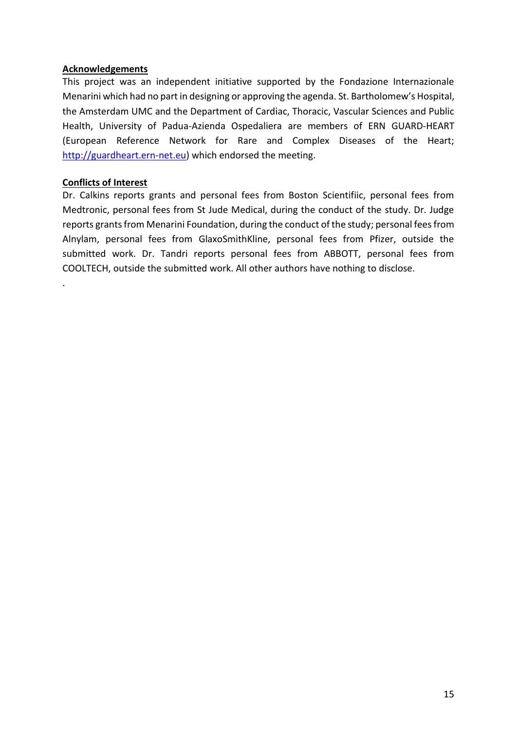**Acknowledgements**

This project was an independent initiative supported by the Fondazione Internazionale Menarini which had no part in designing or approving the agenda. St. Bartholomew's Hospital, the Amsterdam UMC and the Department of Cardiac, Thoracic, Vascular Sciences and Public Health, University of Padua-Azienda Ospedaliera are members of ERN GUARD-HEART (European Reference Network for Rare and Complex Diseases of the Heart; http://guardheart.ern-net.eu) which endorsed the meeting.

**Conflicts of Interest**

Dr. Calkins reports grants and personal fees from Boston Scientifiic, personal fees from Medtronic, personal fees from St Jude Medical, during the conduct of the study. Dr. Judge reports grants from Menarini Foundation, during the conduct of the study; personal fees from Alnylam, personal fees from GlaxoSmithKline, personal fees from Pfizer, outside the submitted work. Dr. Tandri reports personal fees from ABBOTT, personal fees from COOLTECH, outside the submitted work. All other authors have nothing to disclose.

.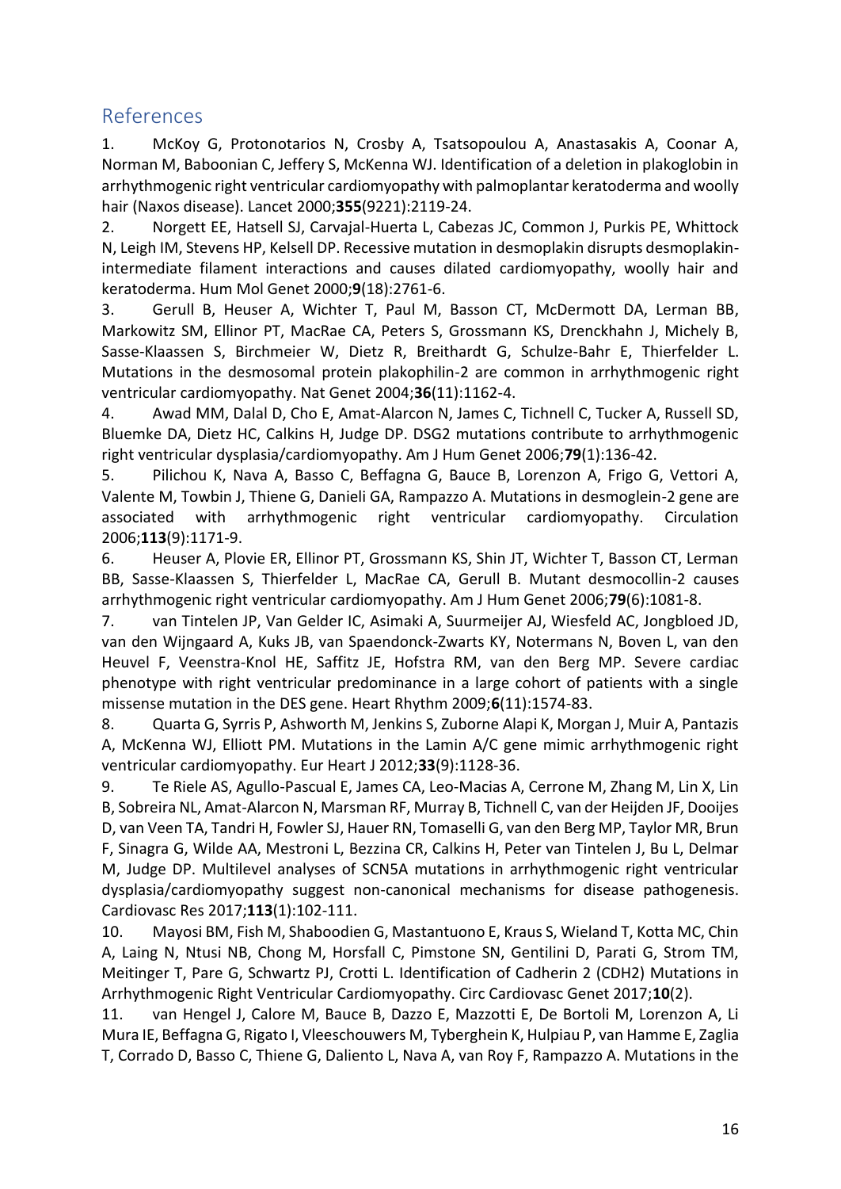## References

1. McKoy G, Protonotarios N, Crosby A, Tsatsopoulou A, Anastasakis A, Coonar A, Norman M, Baboonian C, Jeffery S, McKenna WJ. Identification of a deletion in plakoglobin in arrhythmogenic right ventricular cardiomyopathy with palmoplantar keratoderma and woolly hair (Naxos disease). Lancet 2000;**355**(9221):2119-24.
2. Norgett EE, Hatsell SJ, Carvajal-Huerta L, Cabezas JC, Common J, Purkis PE, Whittock N, Leigh IM, Stevens HP, Kelsell DP. Recessive mutation in desmoplakin disrupts desmoplakin-intermediate filament interactions and causes dilated cardiomyopathy, woolly hair and keratoderma. Hum Mol Genet 2000;**9**(18):2761-6.
3. Gerull B, Heuser A, Wichter T, Paul M, Basson CT, McDermott DA, Lerman BB, Markowitz SM, Ellinor PT, MacRae CA, Peters S, Grossmann KS, Drenckhahn J, Michely B, Sasse-Klaassen S, Birchmeier W, Dietz R, Breithardt G, Schulze-Bahr E, Thierfelder L. Mutations in the desmosomal protein plakophilin-2 are common in arrhythmogenic right ventricular cardiomyopathy. Nat Genet 2004;**36**(11):1162-4.
4. Awad MM, Dalal D, Cho E, Amat-Alarcon N, James C, Tichnell C, Tucker A, Russell SD, Bluemke DA, Dietz HC, Calkins H, Judge DP. DSG2 mutations contribute to arrhythmogenic right ventricular dysplasia/cardiomyopathy. Am J Hum Genet 2006;**79**(1):136-42.
5. Pilichou K, Nava A, Basso C, Beffagna G, Bauce B, Lorenzon A, Frigo G, Vettori A, Valente M, Towbin J, Thiene G, Danieli GA, Rampazzo A. Mutations in desmoglein-2 gene are associated with arrhythmogenic right ventricular cardiomyopathy. Circulation 2006;**113**(9):1171-9.
6. Heuser A, Plovie ER, Ellinor PT, Grossmann KS, Shin JT, Wichter T, Basson CT, Lerman BB, Sasse-Klaassen S, Thierfelder L, MacRae CA, Gerull B. Mutant desmocollin-2 causes arrhythmogenic right ventricular cardiomyopathy. Am J Hum Genet 2006;**79**(6):1081-8.
7. van Tintelen JP, Van Gelder IC, Asimaki A, Suurmeijer AJ, Wiesfeld AC, Jongbloed JD, van den Wijngaard A, Kuks JB, van Spaendonck-Zwarts KY, Notermans N, Boven L, van den Heuvel F, Veenstra-Knol HE, Saffitz JE, Hofstra RM, van den Berg MP. Severe cardiac phenotype with right ventricular predominance in a large cohort of patients with a single missense mutation in the DES gene. Heart Rhythm 2009;**6**(11):1574-83.
8. Quarta G, Syrris P, Ashworth M, Jenkins S, Zuborne Alapi K, Morgan J, Muir A, Pantazis A, McKenna WJ, Elliott PM. Mutations in the Lamin A/C gene mimic arrhythmogenic right ventricular cardiomyopathy. Eur Heart J 2012;**33**(9):1128-36.
9. Te Riele AS, Agullo-Pascual E, James CA, Leo-Macias A, Cerrone M, Zhang M, Lin X, Lin B, Sobreira NL, Amat-Alarcon N, Marsman RF, Murray B, Tichnell C, van der Heijden JF, Dooijes D, van Veen TA, Tandri H, Fowler SJ, Hauer RN, Tomaselli G, van den Berg MP, Taylor MR, Brun F, Sinagra G, Wilde AA, Mestroni L, Bezzina CR, Calkins H, Peter van Tintelen J, Bu L, Delmar M, Judge DP. Multilevel analyses of SCN5A mutations in arrhythmogenic right ventricular dysplasia/cardiomyopathy suggest non-canonical mechanisms for disease pathogenesis. Cardiovasc Res 2017;**113**(1):102-111.
10. Mayosi BM, Fish M, Shaboodien G, Mastantuono E, Kraus S, Wieland T, Kotta MC, Chin A, Laing N, Ntusi NB, Chong M, Horsfall C, Pimstone SN, Gentilini D, Parati G, Strom TM, Meitinger T, Pare G, Schwartz PJ, Crotti L. Identification of Cadherin 2 (CDH2) Mutations in Arrhythmogenic Right Ventricular Cardiomyopathy. Circ Cardiovasc Genet 2017;**10**(2).
11. van Hengel J, Calore M, Bauce B, Dazzo E, Mazzotti E, De Bortoli M, Lorenzon A, Li Mura IE, Beffagna G, Rigato I, Vleeschouwers M, Tyberghein K, Hulpiau P, van Hamme E, Zaglia T, Corrado D, Basso C, Thiene G, Daliento L, Nava A, van Roy F, Rampazzo A. Mutations in the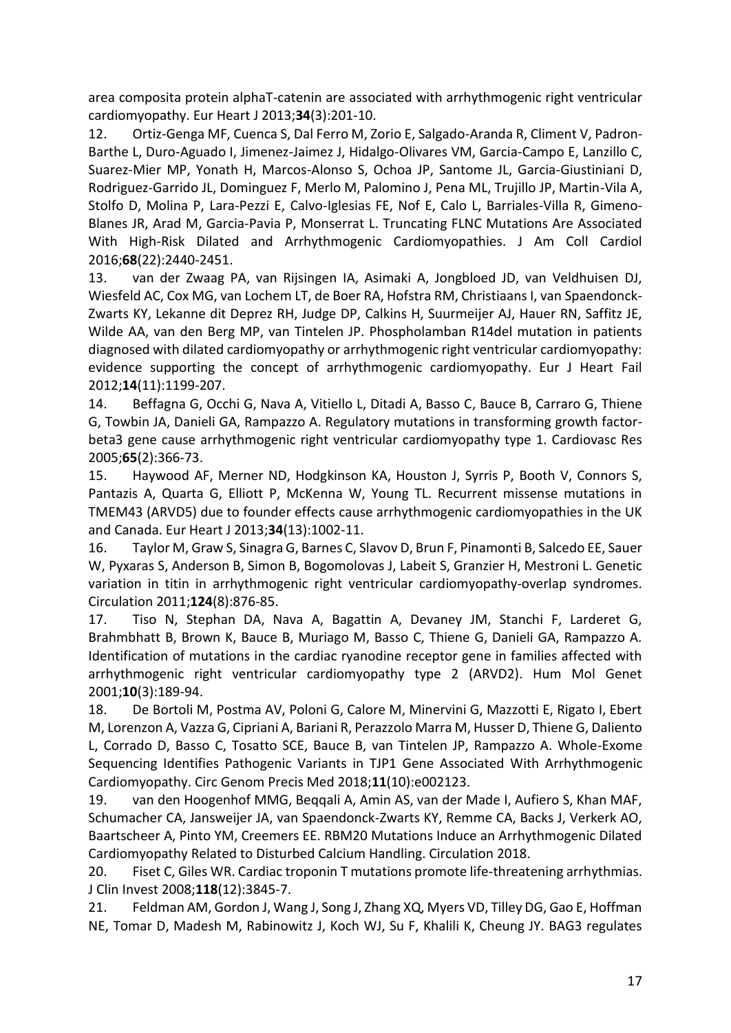area composita protein alphaT-catenin are associated with arrhythmogenic right ventricular cardiomyopathy. Eur Heart J 2013;**34**(3):201-10.

12. Ortiz-Genga MF, Cuenca S, Dal Ferro M, Zorio E, Salgado-Aranda R, Climent V, Padron-Barthe L, Duro-Aguado I, Jimenez-Jaimez J, Hidalgo-Olivares VM, Garcia-Campo E, Lanzillo C, Suarez-Mier MP, Yonath H, Marcos-Alonso S, Ochoa JP, Santome JL, Garcia-Giustiniani D, Rodriguez-Garrido JL, Dominguez F, Merlo M, Palomino J, Pena ML, Trujillo JP, Martin-Vila A, Stolfo D, Molina P, Lara-Pezzi E, Calvo-Iglesias FE, Nof E, Calo L, Barriales-Villa R, Gimeno-Blanes JR, Arad M, Garcia-Pavia P, Monserrat L. Truncating FLNC Mutations Are Associated With High-Risk Dilated and Arrhythmogenic Cardiomyopathies. J Am Coll Cardiol 2016;**68**(22):2440-2451.

13. van der Zwaag PA, van Rijsingen IA, Asimaki A, Jongbloed JD, van Veldhuisen DJ, Wiesfeld AC, Cox MG, van Lochem LT, de Boer RA, Hofstra RM, Christiaans I, van Spaendonck-Zwarts KY, Lekanne dit Deprez RH, Judge DP, Calkins H, Suurmeijer AJ, Hauer RN, Saffitz JE, Wilde AA, van den Berg MP, van Tintelen JP. Phospholamban R14del mutation in patients diagnosed with dilated cardiomyopathy or arrhythmogenic right ventricular cardiomyopathy: evidence supporting the concept of arrhythmogenic cardiomyopathy. Eur J Heart Fail 2012;**14**(11):1199-207.

14. Beffagna G, Occhi G, Nava A, Vitiello L, Ditadi A, Basso C, Bauce B, Carraro G, Thiene G, Towbin JA, Danieli GA, Rampazzo A. Regulatory mutations in transforming growth factor-beta3 gene cause arrhythmogenic right ventricular cardiomyopathy type 1. Cardiovasc Res 2005;**65**(2):366-73.

15. Haywood AF, Merner ND, Hodgkinson KA, Houston J, Syrris P, Booth V, Connors S, Pantazis A, Quarta G, Elliott P, McKenna W, Young TL. Recurrent missense mutations in TMEM43 (ARVD5) due to founder effects cause arrhythmogenic cardiomyopathies in the UK and Canada. Eur Heart J 2013;**34**(13):1002-11.

16. Taylor M, Graw S, Sinagra G, Barnes C, Slavov D, Brun F, Pinamonti B, Salcedo EE, Sauer W, Pyxaras S, Anderson B, Simon B, Bogomolovas J, Labeit S, Granzier H, Mestroni L. Genetic variation in titin in arrhythmogenic right ventricular cardiomyopathy-overlap syndromes. Circulation 2011;**124**(8):876-85.

17. Tiso N, Stephan DA, Nava A, Bagattin A, Devaney JM, Stanchi F, Larderet G, Brahmbhatt B, Brown K, Bauce B, Muriago M, Basso C, Thiene G, Danieli GA, Rampazzo A. Identification of mutations in the cardiac ryanodine receptor gene in families affected with arrhythmogenic right ventricular cardiomyopathy type 2 (ARVD2). Hum Mol Genet 2001;**10**(3):189-94.

18. De Bortoli M, Postma AV, Poloni G, Calore M, Minervini G, Mazzotti E, Rigato I, Ebert M, Lorenzon A, Vazza G, Cipriani A, Bariani R, Perazzolo Marra M, Husser D, Thiene G, Daliento L, Corrado D, Basso C, Tosatto SCE, Bauce B, van Tintelen JP, Rampazzo A. Whole-Exome Sequencing Identifies Pathogenic Variants in TJP1 Gene Associated With Arrhythmogenic Cardiomyopathy. Circ Genom Precis Med 2018;**11**(10):e002123.

19. van den Hoogenhof MMG, Beqqali A, Amin AS, van der Made I, Aufiero S, Khan MAF, Schumacher CA, Jansweijer JA, van Spaendonck-Zwarts KY, Remme CA, Backs J, Verkerk AO, Baartscheer A, Pinto YM, Creemers EE. RBM20 Mutations Induce an Arrhythmogenic Dilated Cardiomyopathy Related to Disturbed Calcium Handling. Circulation 2018.

20. Fiset C, Giles WR. Cardiac troponin T mutations promote life-threatening arrhythmias. J Clin Invest 2008;**118**(12):3845-7.

21. Feldman AM, Gordon J, Wang J, Song J, Zhang XQ, Myers VD, Tilley DG, Gao E, Hoffman NE, Tomar D, Madesh M, Rabinowitz J, Koch WJ, Su F, Khalili K, Cheung JY. BAG3 regulates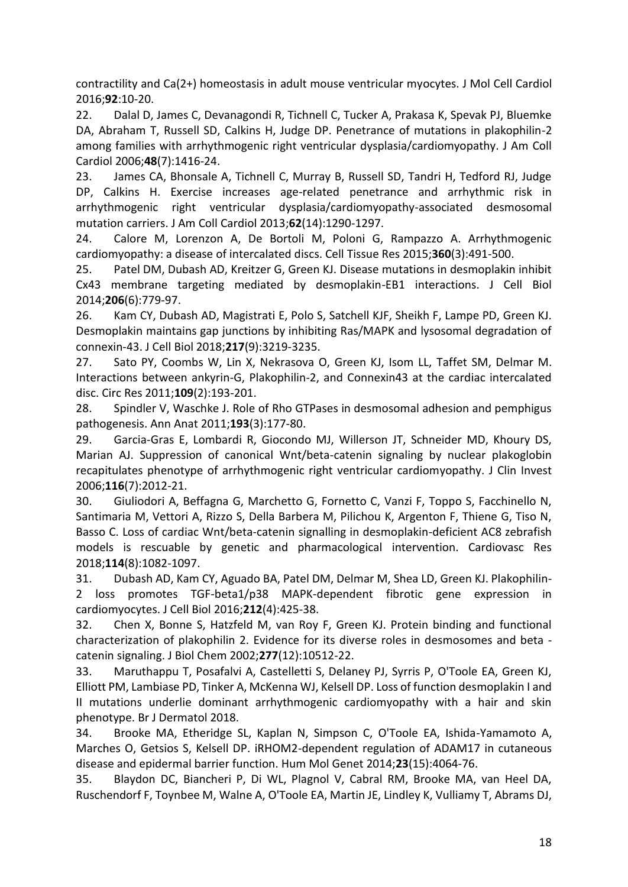contractility and Ca(2+) homeostasis in adult mouse ventricular myocytes. J Mol Cell Cardiol 2016;**92**:10-20.

22. Dalal D, James C, Devanagondi R, Tichnell C, Tucker A, Prakasa K, Spevak PJ, Bluemke DA, Abraham T, Russell SD, Calkins H, Judge DP. Penetrance of mutations in plakophilin-2 among families with arrhythmogenic right ventricular dysplasia/cardiomyopathy. J Am Coll Cardiol 2006;**48**(7):1416-24.

23. James CA, Bhonsale A, Tichnell C, Murray B, Russell SD, Tandri H, Tedford RJ, Judge DP, Calkins H. Exercise increases age-related penetrance and arrhythmic risk in arrhythmogenic right ventricular dysplasia/cardiomyopathy-associated desmosomal mutation carriers. J Am Coll Cardiol 2013;**62**(14):1290-1297.

24. Calore M, Lorenzon A, De Bortoli M, Poloni G, Rampazzo A. Arrhythmogenic cardiomyopathy: a disease of intercalated discs. Cell Tissue Res 2015;**360**(3):491-500.

25. Patel DM, Dubash AD, Kreitzer G, Green KJ. Disease mutations in desmoplakin inhibit Cx43 membrane targeting mediated by desmoplakin-EB1 interactions. J Cell Biol 2014;**206**(6):779-97.

26. Kam CY, Dubash AD, Magistrati E, Polo S, Satchell KJF, Sheikh F, Lampe PD, Green KJ. Desmoplakin maintains gap junctions by inhibiting Ras/MAPK and lysosomal degradation of connexin-43. J Cell Biol 2018;**217**(9):3219-3235.

27. Sato PY, Coombs W, Lin X, Nekrasova O, Green KJ, Isom LL, Taffet SM, Delmar M. Interactions between ankyrin-G, Plakophilin-2, and Connexin43 at the cardiac intercalated disc. Circ Res 2011;**109**(2):193-201.

28. Spindler V, Waschke J. Role of Rho GTPases in desmosomal adhesion and pemphigus pathogenesis. Ann Anat 2011;**193**(3):177-80.

29. Garcia-Gras E, Lombardi R, Giocondo MJ, Willerson JT, Schneider MD, Khoury DS, Marian AJ. Suppression of canonical Wnt/beta-catenin signaling by nuclear plakoglobin recapitulates phenotype of arrhythmogenic right ventricular cardiomyopathy. J Clin Invest 2006;**116**(7):2012-21.

30. Giuliodori A, Beffagna G, Marchetto G, Fornetto C, Vanzi F, Toppo S, Facchinello N, Santimaria M, Vettori A, Rizzo S, Della Barbera M, Pilichou K, Argenton F, Thiene G, Tiso N, Basso C. Loss of cardiac Wnt/beta-catenin signalling in desmoplakin-deficient AC8 zebrafish models is rescuable by genetic and pharmacological intervention. Cardiovasc Res 2018;**114**(8):1082-1097.

31. Dubash AD, Kam CY, Aguado BA, Patel DM, Delmar M, Shea LD, Green KJ. Plakophilin-2 loss promotes TGF-beta1/p38 MAPK-dependent fibrotic gene expression in cardiomyocytes. J Cell Biol 2016;**212**(4):425-38.

32. Chen X, Bonne S, Hatzfeld M, van Roy F, Green KJ. Protein binding and functional characterization of plakophilin 2. Evidence for its diverse roles in desmosomes and beta - catenin signaling. J Biol Chem 2002;**277**(12):10512-22.

33. Maruthappu T, Posafalvi A, Castelletti S, Delaney PJ, Syrris P, O'Toole EA, Green KJ, Elliott PM, Lambiase PD, Tinker A, McKenna WJ, Kelsell DP. Loss of function desmoplakin I and II mutations underlie dominant arrhythmogenic cardiomyopathy with a hair and skin phenotype. Br J Dermatol 2018.

34. Brooke MA, Etheridge SL, Kaplan N, Simpson C, O'Toole EA, Ishida-Yamamoto A, Marches O, Getsios S, Kelsell DP. iRHOM2-dependent regulation of ADAM17 in cutaneous disease and epidermal barrier function. Hum Mol Genet 2014;**23**(15):4064-76.

35. Blaydon DC, Biancheri P, Di WL, Plagnol V, Cabral RM, Brooke MA, van Heel DA, Ruschendorf F, Toynbee M, Walne A, O'Toole EA, Martin JE, Lindley K, Vulliamy T, Abrams DJ,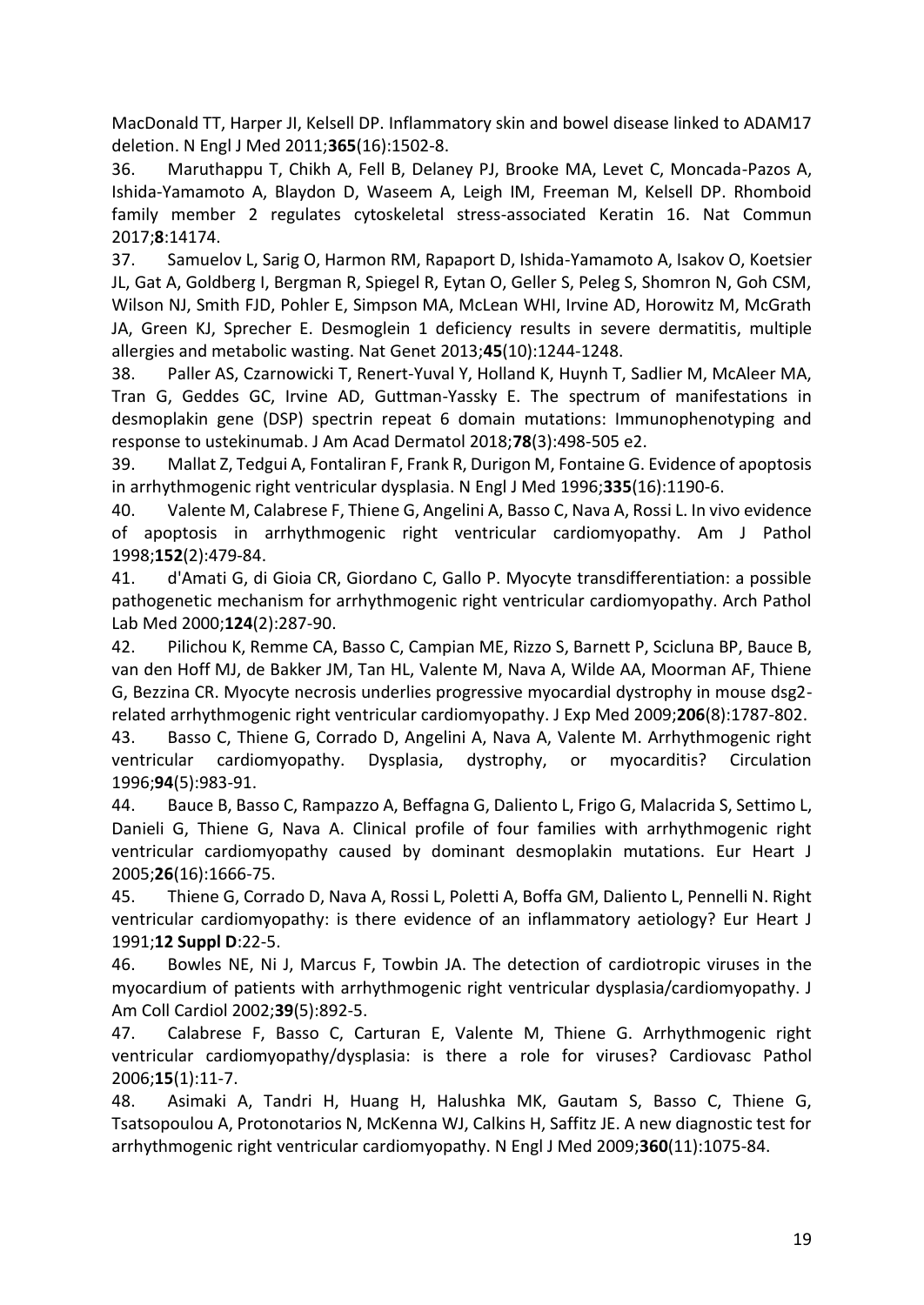MacDonald TT, Harper JI, Kelsell DP. Inflammatory skin and bowel disease linked to ADAM17 deletion. N Engl J Med 2011;**365**(16):1502-8.

36. Maruthappu T, Chikh A, Fell B, Delaney PJ, Brooke MA, Levet C, Moncada-Pazos A, Ishida-Yamamoto A, Blaydon D, Waseem A, Leigh IM, Freeman M, Kelsell DP. Rhomboid family member 2 regulates cytoskeletal stress-associated Keratin 16. Nat Commun 2017;**8**:14174.

37. Samuelov L, Sarig O, Harmon RM, Rapaport D, Ishida-Yamamoto A, Isakov O, Koetsier JL, Gat A, Goldberg I, Bergman R, Spiegel R, Eytan O, Geller S, Peleg S, Shomron N, Goh CSM, Wilson NJ, Smith FJD, Pohler E, Simpson MA, McLean WHI, Irvine AD, Horowitz M, McGrath JA, Green KJ, Sprecher E. Desmoglein 1 deficiency results in severe dermatitis, multiple allergies and metabolic wasting. Nat Genet 2013;**45**(10):1244-1248.

38. Paller AS, Czarnowicki T, Renert-Yuval Y, Holland K, Huynh T, Sadlier M, McAleer MA, Tran G, Geddes GC, Irvine AD, Guttman-Yassky E. The spectrum of manifestations in desmoplakin gene (DSP) spectrin repeat 6 domain mutations: Immunophenotyping and response to ustekinumab. J Am Acad Dermatol 2018;**78**(3):498-505 e2.

39. Mallat Z, Tedgui A, Fontaliran F, Frank R, Durigon M, Fontaine G. Evidence of apoptosis in arrhythmogenic right ventricular dysplasia. N Engl J Med 1996;**335**(16):1190-6.

40. Valente M, Calabrese F, Thiene G, Angelini A, Basso C, Nava A, Rossi L. In vivo evidence of apoptosis in arrhythmogenic right ventricular cardiomyopathy. Am J Pathol 1998;**152**(2):479-84.

41. d'Amati G, di Gioia CR, Giordano C, Gallo P. Myocyte transdifferentiation: a possible pathogenetic mechanism for arrhythmogenic right ventricular cardiomyopathy. Arch Pathol Lab Med 2000;**124**(2):287-90.

42. Pilichou K, Remme CA, Basso C, Campian ME, Rizzo S, Barnett P, Scicluna BP, Bauce B, van den Hoff MJ, de Bakker JM, Tan HL, Valente M, Nava A, Wilde AA, Moorman AF, Thiene G, Bezzina CR. Myocyte necrosis underlies progressive myocardial dystrophy in mouse dsg2-related arrhythmogenic right ventricular cardiomyopathy. J Exp Med 2009;**206**(8):1787-802.

43. Basso C, Thiene G, Corrado D, Angelini A, Nava A, Valente M. Arrhythmogenic right ventricular cardiomyopathy. Dysplasia, dystrophy, or myocarditis? Circulation 1996;**94**(5):983-91.

44. Bauce B, Basso C, Rampazzo A, Beffagna G, Daliento L, Frigo G, Malacrida S, Settimo L, Danieli G, Thiene G, Nava A. Clinical profile of four families with arrhythmogenic right ventricular cardiomyopathy caused by dominant desmoplakin mutations. Eur Heart J 2005;**26**(16):1666-75.

45. Thiene G, Corrado D, Nava A, Rossi L, Poletti A, Boffa GM, Daliento L, Pennelli N. Right ventricular cardiomyopathy: is there evidence of an inflammatory aetiology? Eur Heart J 1991;**12 Suppl D**:22-5.

46. Bowles NE, Ni J, Marcus F, Towbin JA. The detection of cardiotropic viruses in the myocardium of patients with arrhythmogenic right ventricular dysplasia/cardiomyopathy. J Am Coll Cardiol 2002;**39**(5):892-5.

47. Calabrese F, Basso C, Carturan E, Valente M, Thiene G. Arrhythmogenic right ventricular cardiomyopathy/dysplasia: is there a role for viruses? Cardiovasc Pathol 2006;**15**(1):11-7.

48. Asimaki A, Tandri H, Huang H, Halushka MK, Gautam S, Basso C, Thiene G, Tsatsopoulou A, Protonotarios N, McKenna WJ, Calkins H, Saffitz JE. A new diagnostic test for arrhythmogenic right ventricular cardiomyopathy. N Engl J Med 2009;**360**(11):1075-84.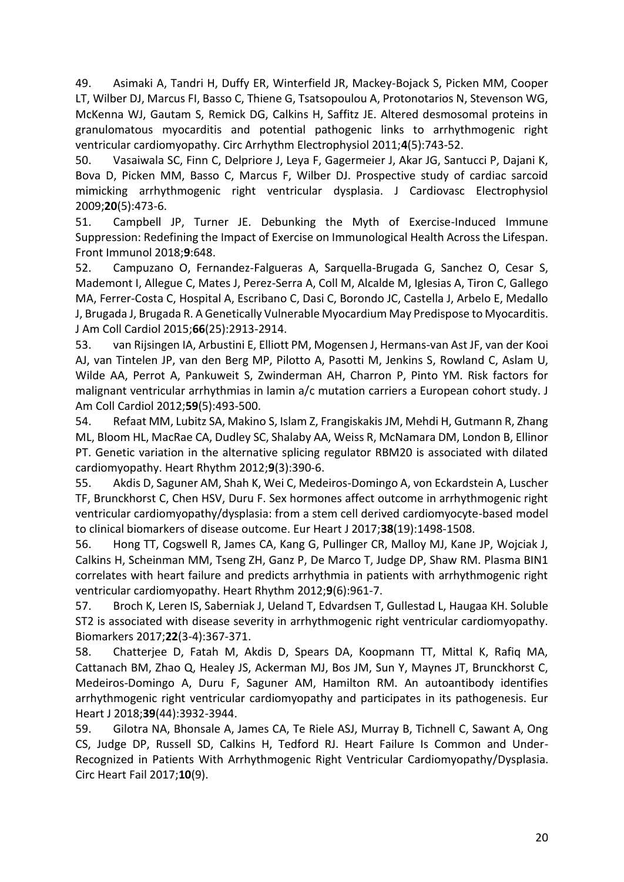49. Asimaki A, Tandri H, Duffy ER, Winterfield JR, Mackey-Bojack S, Picken MM, Cooper LT, Wilber DJ, Marcus FI, Basso C, Thiene G, Tsatsopoulou A, Protonotarios N, Stevenson WG, McKenna WJ, Gautam S, Remick DG, Calkins H, Saffitz JE. Altered desmosomal proteins in granulomatous myocarditis and potential pathogenic links to arrhythmogenic right ventricular cardiomyopathy. Circ Arrhythm Electrophysiol 2011;**4**(5):743-52.

50. Vasaiwala SC, Finn C, Delpriore J, Leya F, Gagermeier J, Akar JG, Santucci P, Dajani K, Bova D, Picken MM, Basso C, Marcus F, Wilber DJ. Prospective study of cardiac sarcoid mimicking arrhythmogenic right ventricular dysplasia. J Cardiovasc Electrophysiol 2009;**20**(5):473-6.

51. Campbell JP, Turner JE. Debunking the Myth of Exercise-Induced Immune Suppression: Redefining the Impact of Exercise on Immunological Health Across the Lifespan. Front Immunol 2018;**9**:648.

52. Campuzano O, Fernandez-Falgueras A, Sarquella-Brugada G, Sanchez O, Cesar S, Mademont I, Allegue C, Mates J, Perez-Serra A, Coll M, Alcalde M, Iglesias A, Tiron C, Gallego MA, Ferrer-Costa C, Hospital A, Escribano C, Dasi C, Borondo JC, Castella J, Arbelo E, Medallo J, Brugada J, Brugada R. A Genetically Vulnerable Myocardium May Predispose to Myocarditis. J Am Coll Cardiol 2015;**66**(25):2913-2914.

53. van Rijsingen IA, Arbustini E, Elliott PM, Mogensen J, Hermans-van Ast JF, van der Kooi AJ, van Tintelen JP, van den Berg MP, Pilotto A, Pasotti M, Jenkins S, Rowland C, Aslam U, Wilde AA, Perrot A, Pankuweit S, Zwinderman AH, Charron P, Pinto YM. Risk factors for malignant ventricular arrhythmias in lamin a/c mutation carriers a European cohort study. J Am Coll Cardiol 2012;**59**(5):493-500.

54. Refaat MM, Lubitz SA, Makino S, Islam Z, Frangiskakis JM, Mehdi H, Gutmann R, Zhang ML, Bloom HL, MacRae CA, Dudley SC, Shalaby AA, Weiss R, McNamara DM, London B, Ellinor PT. Genetic variation in the alternative splicing regulator RBM20 is associated with dilated cardiomyopathy. Heart Rhythm 2012;**9**(3):390-6.

55. Akdis D, Saguner AM, Shah K, Wei C, Medeiros-Domingo A, von Eckardstein A, Luscher TF, Brunckhorst C, Chen HSV, Duru F. Sex hormones affect outcome in arrhythmogenic right ventricular cardiomyopathy/dysplasia: from a stem cell derived cardiomyocyte-based model to clinical biomarkers of disease outcome. Eur Heart J 2017;**38**(19):1498-1508.

56. Hong TT, Cogswell R, James CA, Kang G, Pullinger CR, Malloy MJ, Kane JP, Wojciak J, Calkins H, Scheinman MM, Tseng ZH, Ganz P, De Marco T, Judge DP, Shaw RM. Plasma BIN1 correlates with heart failure and predicts arrhythmia in patients with arrhythmogenic right ventricular cardiomyopathy. Heart Rhythm 2012;**9**(6):961-7.

57. Broch K, Leren IS, Saberniak J, Ueland T, Edvardsen T, Gullestad L, Haugaa KH. Soluble ST2 is associated with disease severity in arrhythmogenic right ventricular cardiomyopathy. Biomarkers 2017;**22**(3-4):367-371.

58. Chatterjee D, Fatah M, Akdis D, Spears DA, Koopmann TT, Mittal K, Rafiq MA, Cattanach BM, Zhao Q, Healey JS, Ackerman MJ, Bos JM, Sun Y, Maynes JT, Brunckhorst C, Medeiros-Domingo A, Duru F, Saguner AM, Hamilton RM. An autoantibody identifies arrhythmogenic right ventricular cardiomyopathy and participates in its pathogenesis. Eur Heart J 2018;**39**(44):3932-3944.

59. Gilotra NA, Bhonsale A, James CA, Te Riele ASJ, Murray B, Tichnell C, Sawant A, Ong CS, Judge DP, Russell SD, Calkins H, Tedford RJ. Heart Failure Is Common and Under-Recognized in Patients With Arrhythmogenic Right Ventricular Cardiomyopathy/Dysplasia. Circ Heart Fail 2017;**10**(9).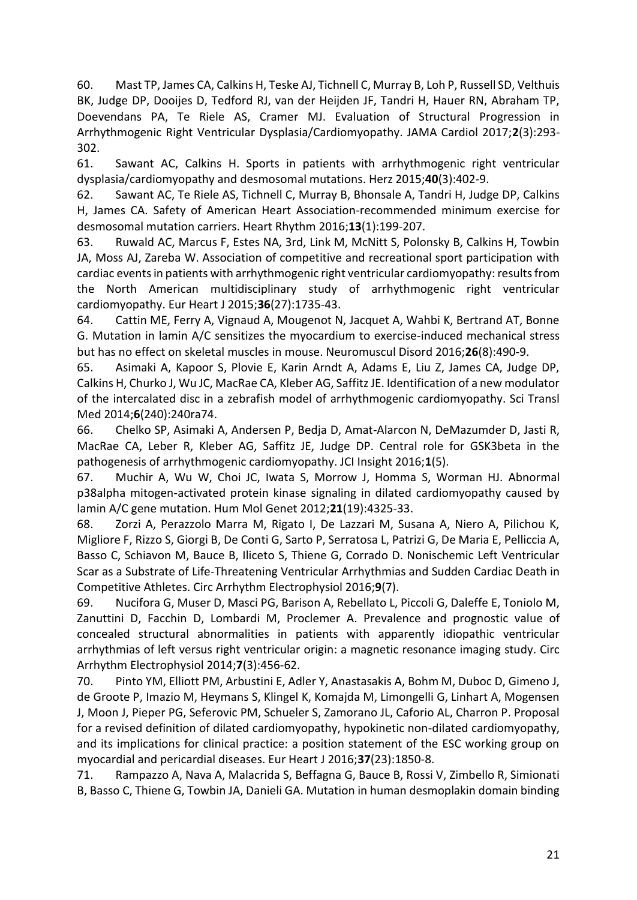60. Mast TP, James CA, Calkins H, Teske AJ, Tichnell C, Murray B, Loh P, Russell SD, Velthuis BK, Judge DP, Dooijes D, Tedford RJ, van der Heijden JF, Tandri H, Hauer RN, Abraham TP, Doevendans PA, Te Riele AS, Cramer MJ. Evaluation of Structural Progression in Arrhythmogenic Right Ventricular Dysplasia/Cardiomyopathy. JAMA Cardiol 2017;**2**(3):293-302.

61. Sawant AC, Calkins H. Sports in patients with arrhythmogenic right ventricular dysplasia/cardiomyopathy and desmosomal mutations. Herz 2015;**40**(3):402-9.

62. Sawant AC, Te Riele AS, Tichnell C, Murray B, Bhonsale A, Tandri H, Judge DP, Calkins H, James CA. Safety of American Heart Association-recommended minimum exercise for desmosomal mutation carriers. Heart Rhythm 2016;**13**(1):199-207.

63. Ruwald AC, Marcus F, Estes NA, 3rd, Link M, McNitt S, Polonsky B, Calkins H, Towbin JA, Moss AJ, Zareba W. Association of competitive and recreational sport participation with cardiac events in patients with arrhythmogenic right ventricular cardiomyopathy: results from the North American multidisciplinary study of arrhythmogenic right ventricular cardiomyopathy. Eur Heart J 2015;**36**(27):1735-43.

64. Cattin ME, Ferry A, Vignaud A, Mougenot N, Jacquet A, Wahbi K, Bertrand AT, Bonne G. Mutation in lamin A/C sensitizes the myocardium to exercise-induced mechanical stress but has no effect on skeletal muscles in mouse. Neuromuscul Disord 2016;**26**(8):490-9.

65. Asimaki A, Kapoor S, Plovie E, Karin Arndt A, Adams E, Liu Z, James CA, Judge DP, Calkins H, Churko J, Wu JC, MacRae CA, Kleber AG, Saffitz JE. Identification of a new modulator of the intercalated disc in a zebrafish model of arrhythmogenic cardiomyopathy. Sci Transl Med 2014;**6**(240):240ra74.

66. Chelko SP, Asimaki A, Andersen P, Bedja D, Amat-Alarcon N, DeMazumder D, Jasti R, MacRae CA, Leber R, Kleber AG, Saffitz JE, Judge DP. Central role for GSK3beta in the pathogenesis of arrhythmogenic cardiomyopathy. JCI Insight 2016;**1**(5).

67. Muchir A, Wu W, Choi JC, Iwata S, Morrow J, Homma S, Worman HJ. Abnormal p38alpha mitogen-activated protein kinase signaling in dilated cardiomyopathy caused by lamin A/C gene mutation. Hum Mol Genet 2012;**21**(19):4325-33.

68. Zorzi A, Perazzolo Marra M, Rigato I, De Lazzari M, Susana A, Niero A, Pilichou K, Migliore F, Rizzo S, Giorgi B, De Conti G, Sarto P, Serratosa L, Patrizi G, De Maria E, Pelliccia A, Basso C, Schiavon M, Bauce B, Iliceto S, Thiene G, Corrado D. Nonischemic Left Ventricular Scar as a Substrate of Life-Threatening Ventricular Arrhythmias and Sudden Cardiac Death in Competitive Athletes. Circ Arrhythm Electrophysiol 2016;**9**(7).

69. Nucifora G, Muser D, Masci PG, Barison A, Rebellato L, Piccoli G, Daleffe E, Toniolo M, Zanuttini D, Facchin D, Lombardi M, Proclemer A. Prevalence and prognostic value of concealed structural abnormalities in patients with apparently idiopathic ventricular arrhythmias of left versus right ventricular origin: a magnetic resonance imaging study. Circ Arrhythm Electrophysiol 2014;**7**(3):456-62.

70. Pinto YM, Elliott PM, Arbustini E, Adler Y, Anastasakis A, Bohm M, Duboc D, Gimeno J, de Groote P, Imazio M, Heymans S, Klingel K, Komajda M, Limongelli G, Linhart A, Mogensen J, Moon J, Pieper PG, Seferovic PM, Schueler S, Zamorano JL, Caforio AL, Charron P. Proposal for a revised definition of dilated cardiomyopathy, hypokinetic non-dilated cardiomyopathy, and its implications for clinical practice: a position statement of the ESC working group on myocardial and pericardial diseases. Eur Heart J 2016;**37**(23):1850-8.

71. Rampazzo A, Nava A, Malacrida S, Beffagna G, Bauce B, Rossi V, Zimbello R, Simionati B, Basso C, Thiene G, Towbin JA, Danieli GA. Mutation in human desmoplakin domain binding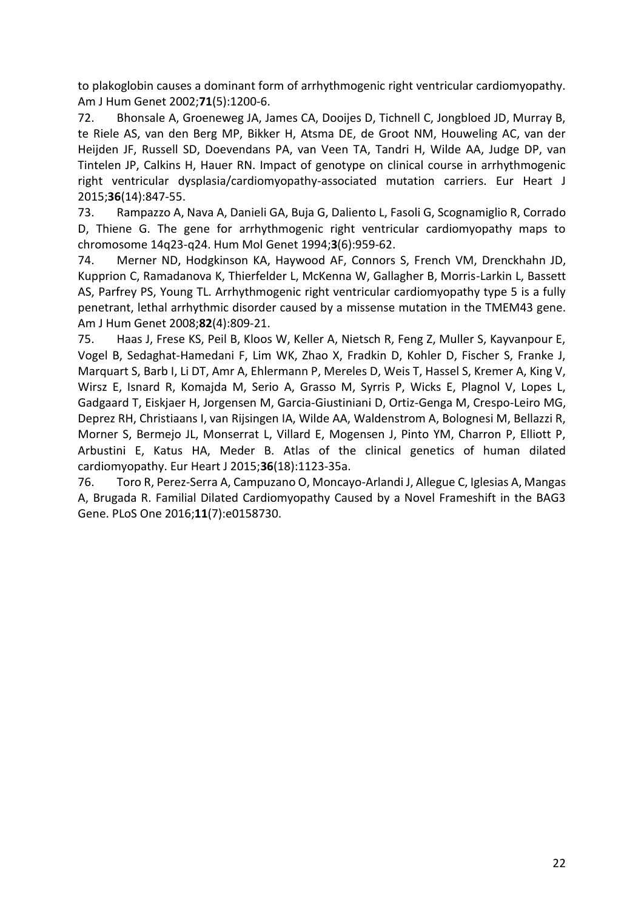to plakoglobin causes a dominant form of arrhythmogenic right ventricular cardiomyopathy. Am J Hum Genet 2002;**71**(5):1200-6.

72. Bhonsale A, Groeneweg JA, James CA, Dooijes D, Tichnell C, Jongbloed JD, Murray B, te Riele AS, van den Berg MP, Bikker H, Atsma DE, de Groot NM, Houweling AC, van der Heijden JF, Russell SD, Doevendans PA, van Veen TA, Tandri H, Wilde AA, Judge DP, van Tintelen JP, Calkins H, Hauer RN. Impact of genotype on clinical course in arrhythmogenic right ventricular dysplasia/cardiomyopathy-associated mutation carriers. Eur Heart J 2015;**36**(14):847-55.

73. Rampazzo A, Nava A, Danieli GA, Buja G, Daliento L, Fasoli G, Scognamiglio R, Corrado D, Thiene G. The gene for arrhythmogenic right ventricular cardiomyopathy maps to chromosome 14q23-q24. Hum Mol Genet 1994;**3**(6):959-62.

74. Merner ND, Hodgkinson KA, Haywood AF, Connors S, French VM, Drenckhahn JD, Kupprion C, Ramadanova K, Thierfelder L, McKenna W, Gallagher B, Morris-Larkin L, Bassett AS, Parfrey PS, Young TL. Arrhythmogenic right ventricular cardiomyopathy type 5 is a fully penetrant, lethal arrhythmic disorder caused by a missense mutation in the TMEM43 gene. Am J Hum Genet 2008;**82**(4):809-21.

75. Haas J, Frese KS, Peil B, Kloos W, Keller A, Nietsch R, Feng Z, Muller S, Kayvanpour E, Vogel B, Sedaghat-Hamedani F, Lim WK, Zhao X, Fradkin D, Kohler D, Fischer S, Franke J, Marquart S, Barb I, Li DT, Amr A, Ehlermann P, Mereles D, Weis T, Hassel S, Kremer A, King V, Wirsz E, Isnard R, Komajda M, Serio A, Grasso M, Syrris P, Wicks E, Plagnol V, Lopes L, Gadgaard T, Eiskjaer H, Jorgensen M, Garcia-Giustiniani D, Ortiz-Genga M, Crespo-Leiro MG, Deprez RH, Christiaans I, van Rijsingen IA, Wilde AA, Waldenstrom A, Bolognesi M, Bellazzi R, Morner S, Bermejo JL, Monserrat L, Villard E, Mogensen J, Pinto YM, Charron P, Elliott P, Arbustini E, Katus HA, Meder B. Atlas of the clinical genetics of human dilated cardiomyopathy. Eur Heart J 2015;**36**(18):1123-35a.

76. Toro R, Perez-Serra A, Campuzano O, Moncayo-Arlandi J, Allegue C, Iglesias A, Mangas A, Brugada R. Familial Dilated Cardiomyopathy Caused by a Novel Frameshift in the BAG3 Gene. PLoS One 2016;**11**(7):e0158730.